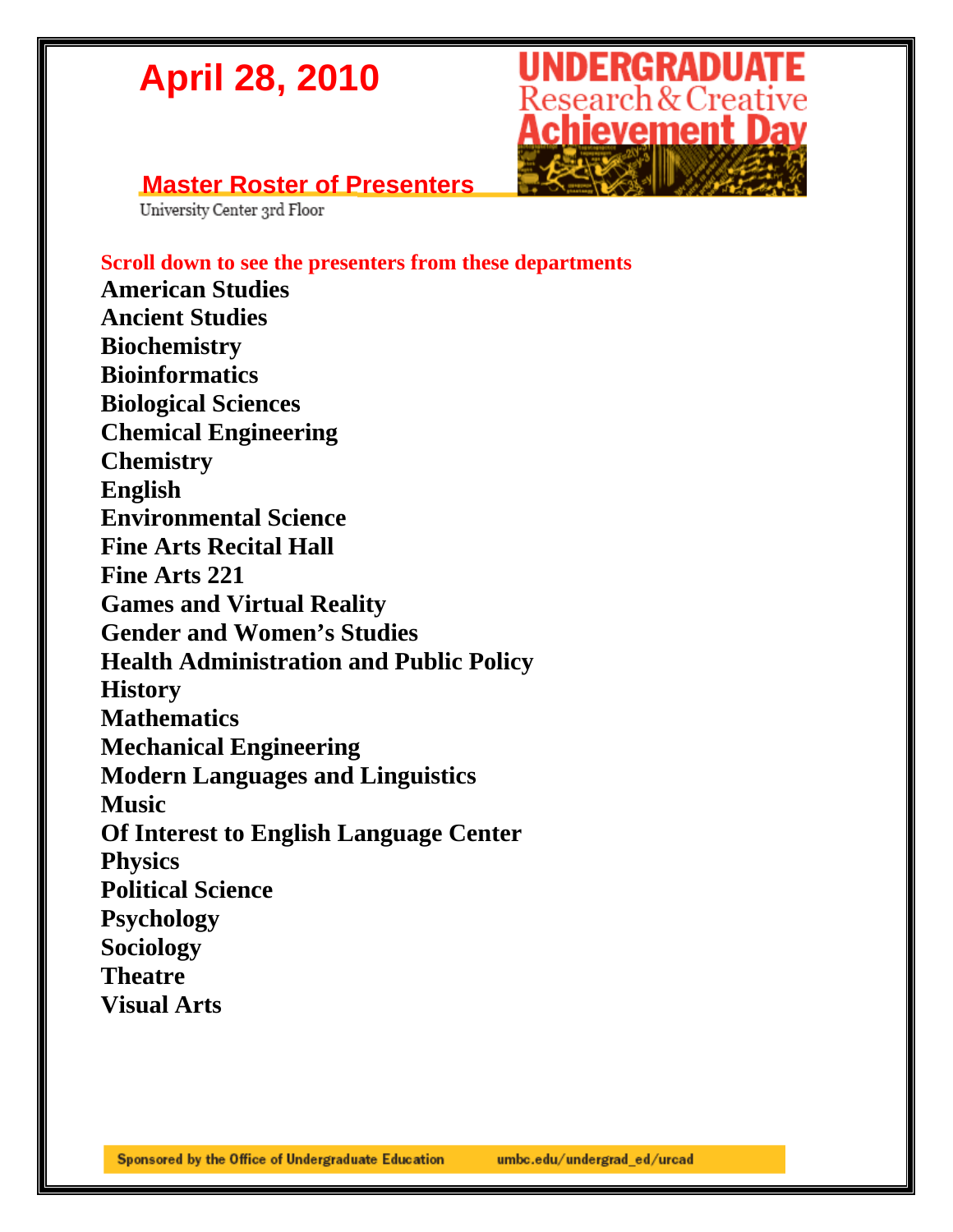# April 28, 2010

# UNDERGRADUATE Research & Creative Achievement Day

## Master Roster of Presenters

University Center 3rd Floor

**Scroll down to see the presenters from these departments**

**American Studies**
**Ancient Studies**
**Biochemistry**
**Bioinformatics**
**Biological Sciences**
**Chemical Engineering**
**Chemistry**
**English**
**Environmental Science**
**Fine Arts Recital Hall**
**Fine Arts 221**
**Games and Virtual Reality**
**Gender and Women's Studies**
**Health Administration and Public Policy**
**History**
**Mathematics**
**Mechanical Engineering**
**Modern Languages and Linguistics**
**Music**
**Of Interest to English Language Center**
**Physics**
**Political Science**
**Psychology**
**Sociology**
**Theatre**
**Visual Arts**

Sponsored by the Office of Undergraduate Education umbc.edu/undergrad_ed/urcad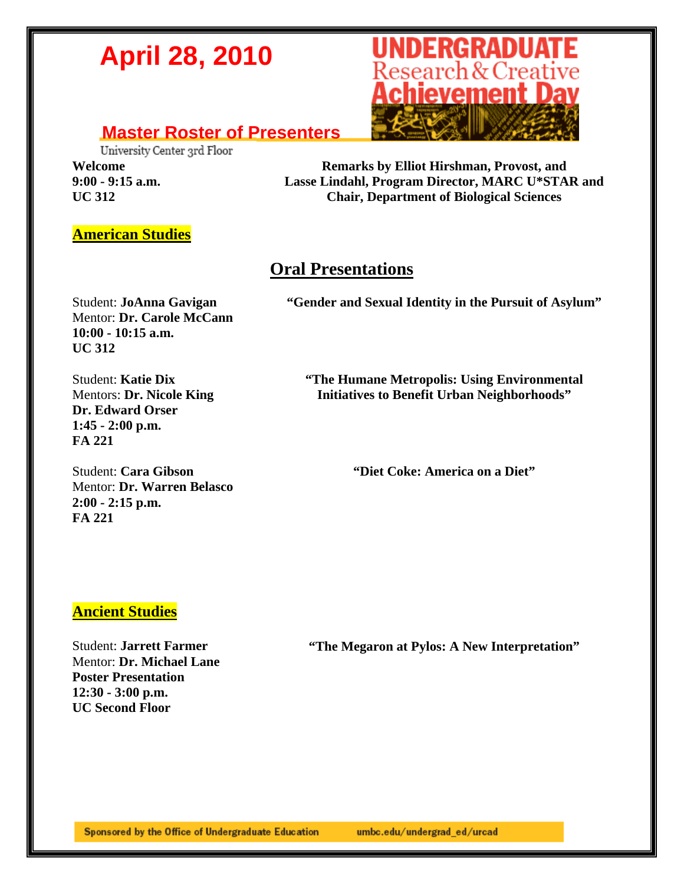# April 28, 2010

UNDERGRADUATE Research & Creative Achievement Day

## Master Roster of Presenters

University Center 3rd Floor

**Welcome**
**9:00 - 9:15 a.m.**
**UC 312**

**Remarks by Elliot Hirshman, Provost, and Lasse Lindahl, Program Director, MARC U*STAR and Chair, Department of Biological Sciences**

## American Studies

### Oral Presentations

Student: **JoAnna Gavigan**
Mentor: **Dr. Carole McCann**
**10:00 - 10:15 a.m.**
**UC 312**

**"Gender and Sexual Identity in the Pursuit of Asylum"**

Student: **Katie Dix**
Mentors: **Dr. Nicole King**
**Dr. Edward Orser**
**1:45 - 2:00 p.m.**
**FA 221**

**"The Humane Metropolis: Using Environmental Initiatives to Benefit Urban Neighborhoods"**

Student: **Cara Gibson**
Mentor: **Dr. Warren Belasco**
**2:00 - 2:15 p.m.**
**FA 221**

**"Diet Coke: America on a Diet"**

## Ancient Studies

Student: **Jarrett Farmer**
Mentor: **Dr. Michael Lane**
**Poster Presentation**
**12:30 - 3:00 p.m.**
**UC Second Floor**

**"The Megaron at Pylos: A New Interpretation"**

Sponsored by the Office of Undergraduate Education umbc.edu/undergrad_ed/urcad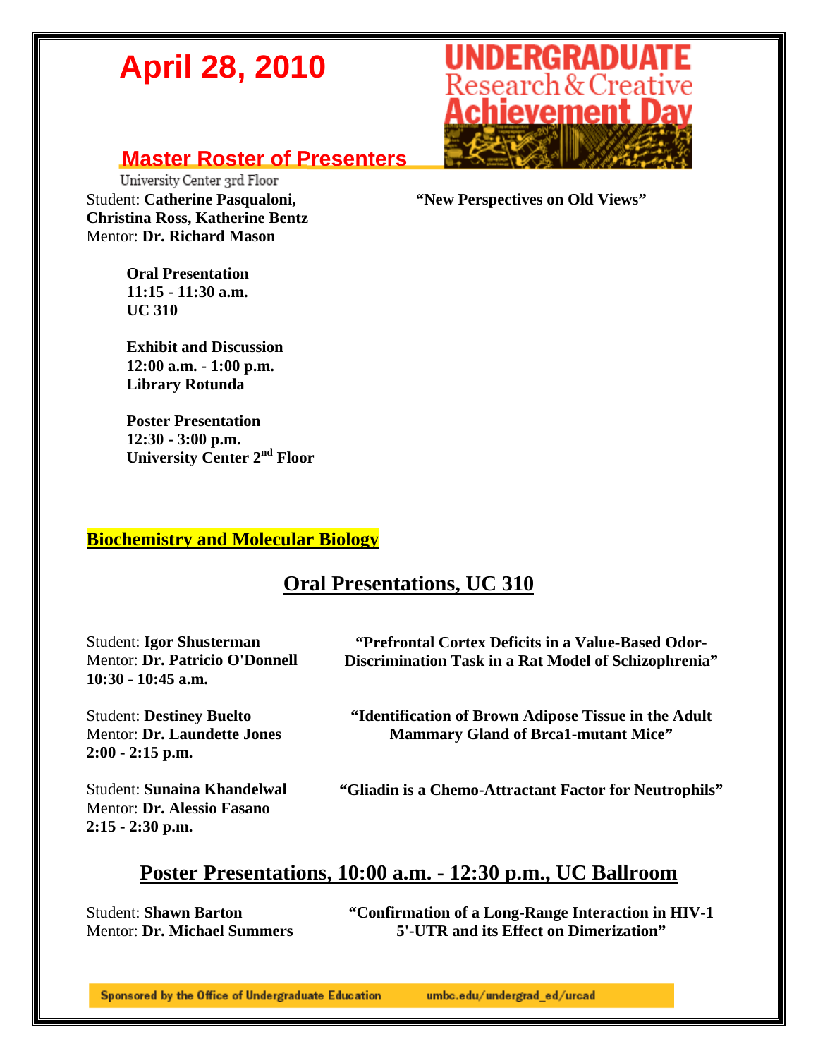# April 28, 2010

**UNDERGRADUATE Research & Creative Achievement Day**

## Master Roster of Presenters

University Center 3rd Floor

Student: **Catherine Pasqualoni, Christina Ross, Katherine Bentz**
Mentor: **Dr. Richard Mason**

**"New Perspectives on Old Views"**

**Oral Presentation**
**11:15 - 11:30 a.m.**
**UC 310**

**Exhibit and Discussion**
**12:00 a.m. - 1:00 p.m.**
**Library Rotunda**

**Poster Presentation**
**12:30 - 3:00 p.m.**
**University Center 2nd Floor**

### Biochemistry and Molecular Biology

## Oral Presentations, UC 310

Student: **Igor Shusterman**
Mentor: **Dr. Patricio O'Donnell**
**10:30 - 10:45 a.m.**

**"Prefrontal Cortex Deficits in a Value-Based Odor-Discrimination Task in a Rat Model of Schizophrenia"**

Student: **Destiney Buelto**
Mentor: **Dr. Laundette Jones**
**2:00 - 2:15 p.m.**

**"Identification of Brown Adipose Tissue in the Adult Mammary Gland of Brca1-mutant Mice"**

Student: **Sunaina Khandelwal**
Mentor: **Dr. Alessio Fasano**
**2:15 - 2:30 p.m.**

**"Gliadin is a Chemo-Attractant Factor for Neutrophils"**

## Poster Presentations, 10:00 a.m. - 12:30 p.m., UC Ballroom

Student: **Shawn Barton**
Mentor: **Dr. Michael Summers**

**"Confirmation of a Long-Range Interaction in HIV-1 5'-UTR and its Effect on Dimerization"**

Sponsored by the Office of Undergraduate Education umbc.edu/undergrad_ed/urcad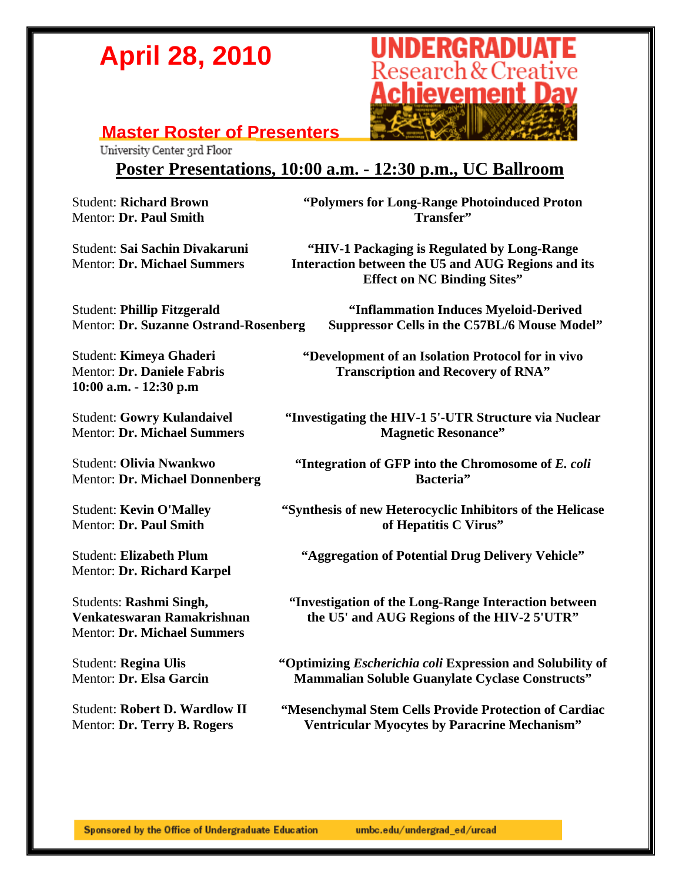# April 28, 2010

**UNDERGRADUATE Research & Creative Achievement Day**

## Master Roster of Presenters

University Center 3rd Floor

### Poster Presentations, 10:00 a.m. - 12:30 p.m., UC Ballroom

Student: **Richard Brown**
Mentor: **Dr. Paul Smith**
**"Polymers for Long-Range Photoinduced Proton Transfer"**

Student: **Sai Sachin Divakaruni**
Mentor: **Dr. Michael Summers**
**"HIV-1 Packaging is Regulated by Long-Range Interaction between the U5 and AUG Regions and its Effect on NC Binding Sites"**

Student: **Phillip Fitzgerald**
Mentor: **Dr. Suzanne Ostrand-Rosenberg**
**"Inflammation Induces Myeloid-Derived Suppressor Cells in the C57BL/6 Mouse Model"**

Student: **Kimeya Ghaderi**
Mentor: **Dr. Daniele Fabris**
**10:00 a.m. - 12:30 p.m**
**"Development of an Isolation Protocol for in vivo Transcription and Recovery of RNA"**

Student: **Gowry Kulandaivel**
Mentor: **Dr. Michael Summers**
**"Investigating the HIV-1 5'-UTR Structure via Nuclear Magnetic Resonance"**

Student: **Olivia Nwankwo**
Mentor: **Dr. Michael Donnenberg**
**"Integration of GFP into the Chromosome of *E. coli* Bacteria"**

Student: **Kevin O'Malley**
Mentor: **Dr. Paul Smith**
**"Synthesis of new Heterocyclic Inhibitors of the Helicase of Hepatitis C Virus"**

Student: **Elizabeth Plum**
Mentor: **Dr. Richard Karpel**
**"Aggregation of Potential Drug Delivery Vehicle"**

Students: **Rashmi Singh, Venkateswaran Ramakrishnan**
Mentor: **Dr. Michael Summers**
**"Investigation of the Long-Range Interaction between the U5' and AUG Regions of the HIV-2 5'UTR"**

Student: **Regina Ulis**
Mentor: **Dr. Elsa Garcin**
**"Optimizing *Escherichia coli* Expression and Solubility of Mammalian Soluble Guanylate Cyclase Constructs"**

Student: **Robert D. Wardlow II**
Mentor: **Dr. Terry B. Rogers**
**"Mesenchymal Stem Cells Provide Protection of Cardiac Ventricular Myocytes by Paracrine Mechanism"**

Sponsored by the Office of Undergraduate Education umbc.edu/undergrad_ed/urcad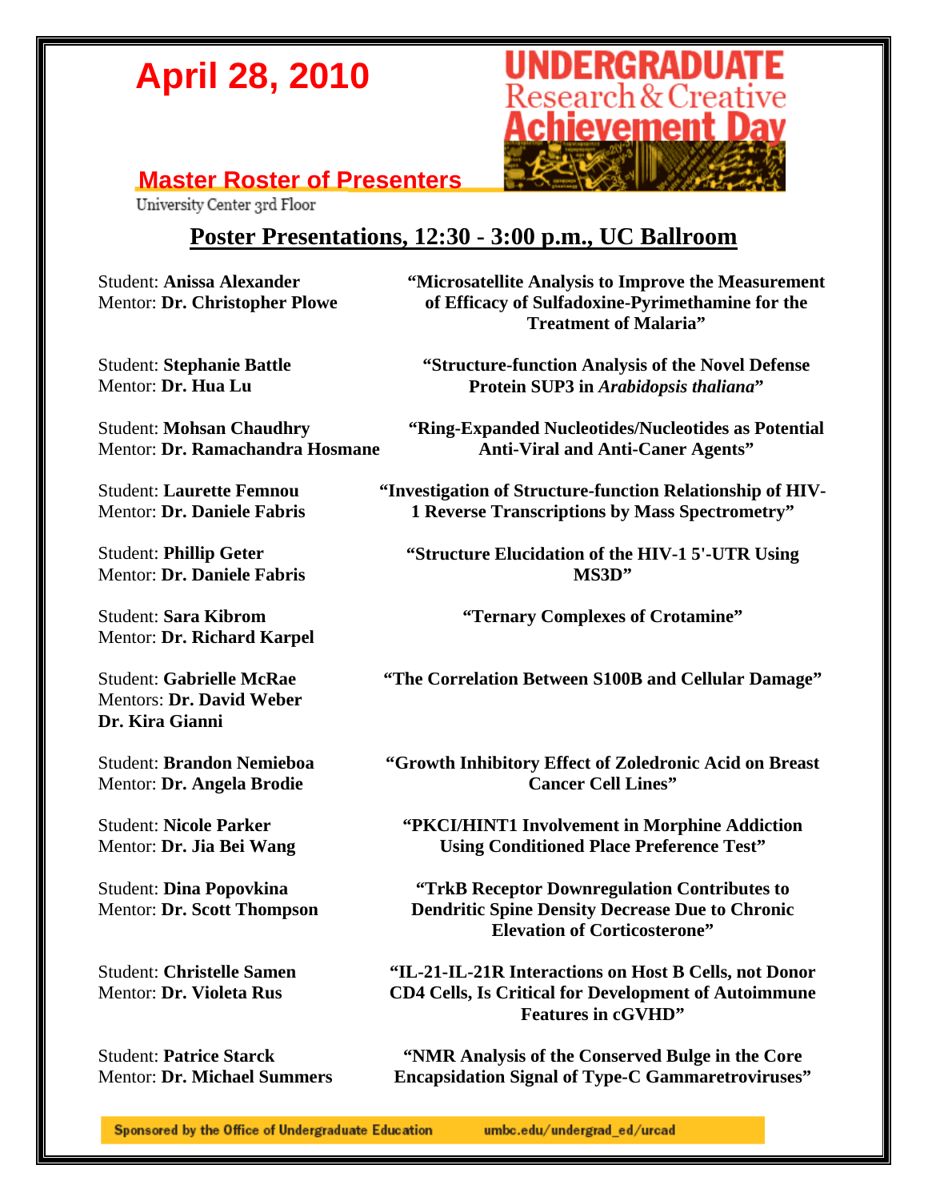# April 28, 2010

**UNDERGRADUATE Research & Creative Achievement Day**

## Master Roster of Presenters

University Center 3rd Floor

## Poster Presentations, 12:30 - 3:00 p.m., UC Ballroom

Student: **Anissa Alexander**
Mentor: **Dr. Christopher Plowe**
**"Microsatellite Analysis to Improve the Measurement of Efficacy of Sulfadoxine-Pyrimethamine for the Treatment of Malaria"**

Student: **Stephanie Battle**
Mentor: **Dr. Hua Lu**
**"Structure-function Analysis of the Novel Defense Protein SUP3 in *Arabidopsis thaliana*"**

Student: **Mohsan Chaudhry**
Mentor: **Dr. Ramachandra Hosmane**
**"Ring-Expanded Nucleotides/Nucleotides as Potential Anti-Viral and Anti-Caner Agents"**

Student: **Laurette Femnou**
Mentor: **Dr. Daniele Fabris**
**"Investigation of Structure-function Relationship of HIV-1 Reverse Transcriptions by Mass Spectrometry"**

Student: **Phillip Geter**
Mentor: **Dr. Daniele Fabris**
**"Structure Elucidation of the HIV-1 5'-UTR Using MS3D"**

Student: **Sara Kibrom**
Mentor: **Dr. Richard Karpel**
**"Ternary Complexes of Crotamine"**

Student: **Gabrielle McRae**
Mentors: **Dr. David Weber**
**Dr. Kira Gianni**
**"The Correlation Between S100B and Cellular Damage"**

Student: **Brandon Nemieboa**
Mentor: **Dr. Angela Brodie**
**"Growth Inhibitory Effect of Zoledronic Acid on Breast Cancer Cell Lines"**

Student: **Nicole Parker**
Mentor: **Dr. Jia Bei Wang**
**"PKCI/HINT1 Involvement in Morphine Addiction Using Conditioned Place Preference Test"**

Student: **Dina Popovkina**
Mentor: **Dr. Scott Thompson**
**"TrkB Receptor Downregulation Contributes to Dendritic Spine Density Decrease Due to Chronic Elevation of Corticosterone"**

Student: **Christelle Samen**
Mentor: **Dr. Violeta Rus**
**"IL-21-IL-21R Interactions on Host B Cells, not Donor CD4 Cells, Is Critical for Development of Autoimmune Features in cGVHD"**

Student: **Patrice Starck**
Mentor: **Dr. Michael Summers**
**"NMR Analysis of the Conserved Bulge in the Core Encapsidation Signal of Type-C Gammaretroviruses"**

Sponsored by the Office of Undergraduate Education umbc.edu/undergrad_ed/urcad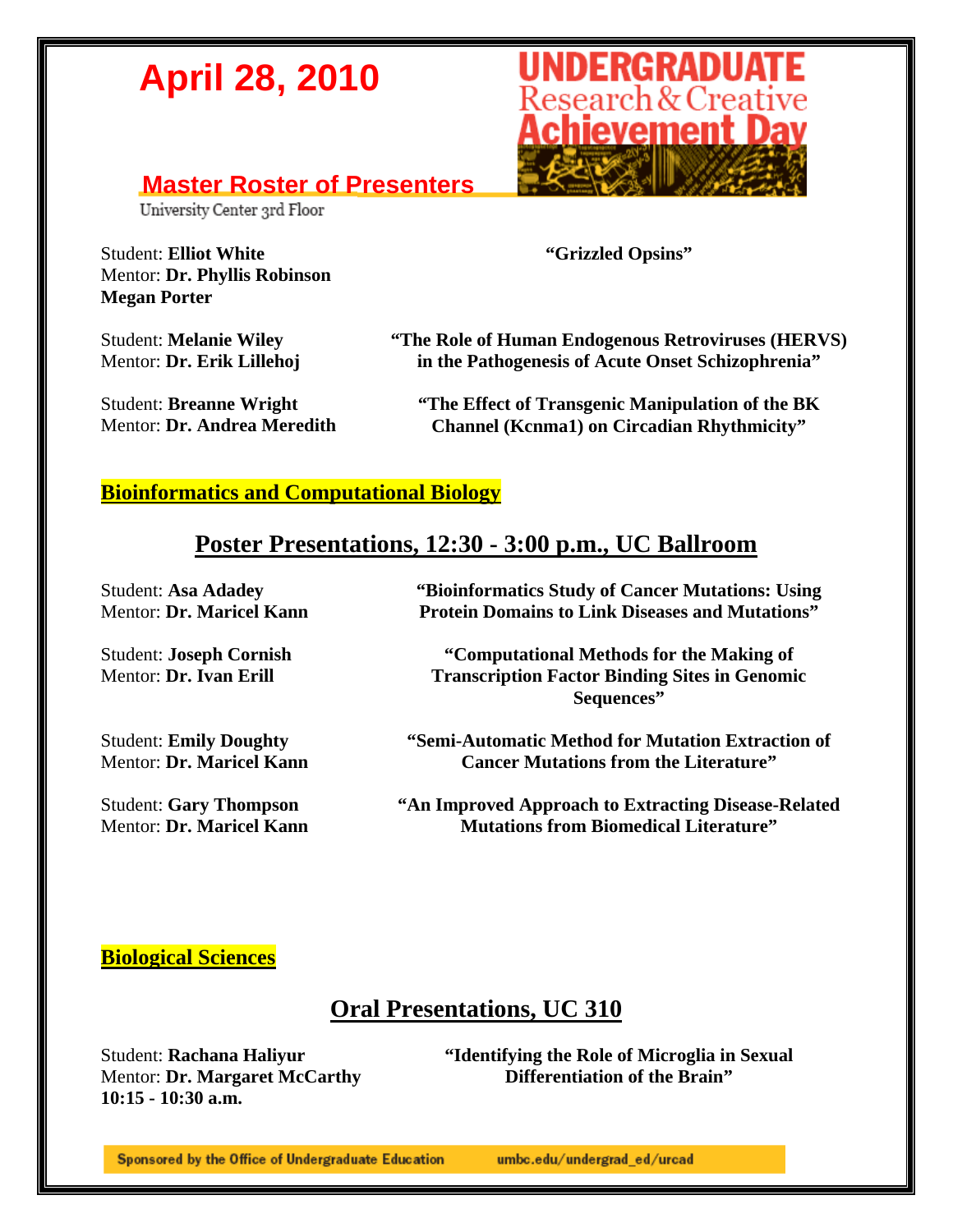# April 28, 2010

## Master Roster of Presenters

University Center 3rd Floor

Student: **Elliot White**
Mentor: **Dr. Phyllis Robinson**
**Megan Porter**

**"Grizzled Opsins"**

Student: **Melanie Wiley**
Mentor: **Dr. Erik Lillehoj**

**"The Role of Human Endogenous Retroviruses (HERVS) in the Pathogenesis of Acute Onset Schizophrenia"**

Student: **Breanne Wright**
Mentor: **Dr. Andrea Meredith**

**"The Effect of Transgenic Manipulation of the BK Channel (Kcnma1) on Circadian Rhythmicity"**

### Bioinformatics and Computational Biology

## Poster Presentations, 12:30 - 3:00 p.m., UC Ballroom

Student: **Asa Adadey**
Mentor: **Dr. Maricel Kann**

**"Bioinformatics Study of Cancer Mutations: Using Protein Domains to Link Diseases and Mutations"**

Student: **Joseph Cornish**
Mentor: **Dr. Ivan Erill**

**"Computational Methods for the Making of Transcription Factor Binding Sites in Genomic Sequences"**

Student: **Emily Doughty**
Mentor: **Dr. Maricel Kann**

**"Semi-Automatic Method for Mutation Extraction of Cancer Mutations from the Literature"**

Student: **Gary Thompson**
Mentor: **Dr. Maricel Kann**

**"An Improved Approach to Extracting Disease-Related Mutations from Biomedical Literature"**

### Biological Sciences

## Oral Presentations, UC 310

Student: **Rachana Haliyur**
Mentor: **Dr. Margaret McCarthy**
**10:15 - 10:30 a.m.**

**"Identifying the Role of Microglia in Sexual Differentiation of the Brain"**

Sponsored by the Office of Undergraduate Education umbc.edu/undergrad_ed/urcad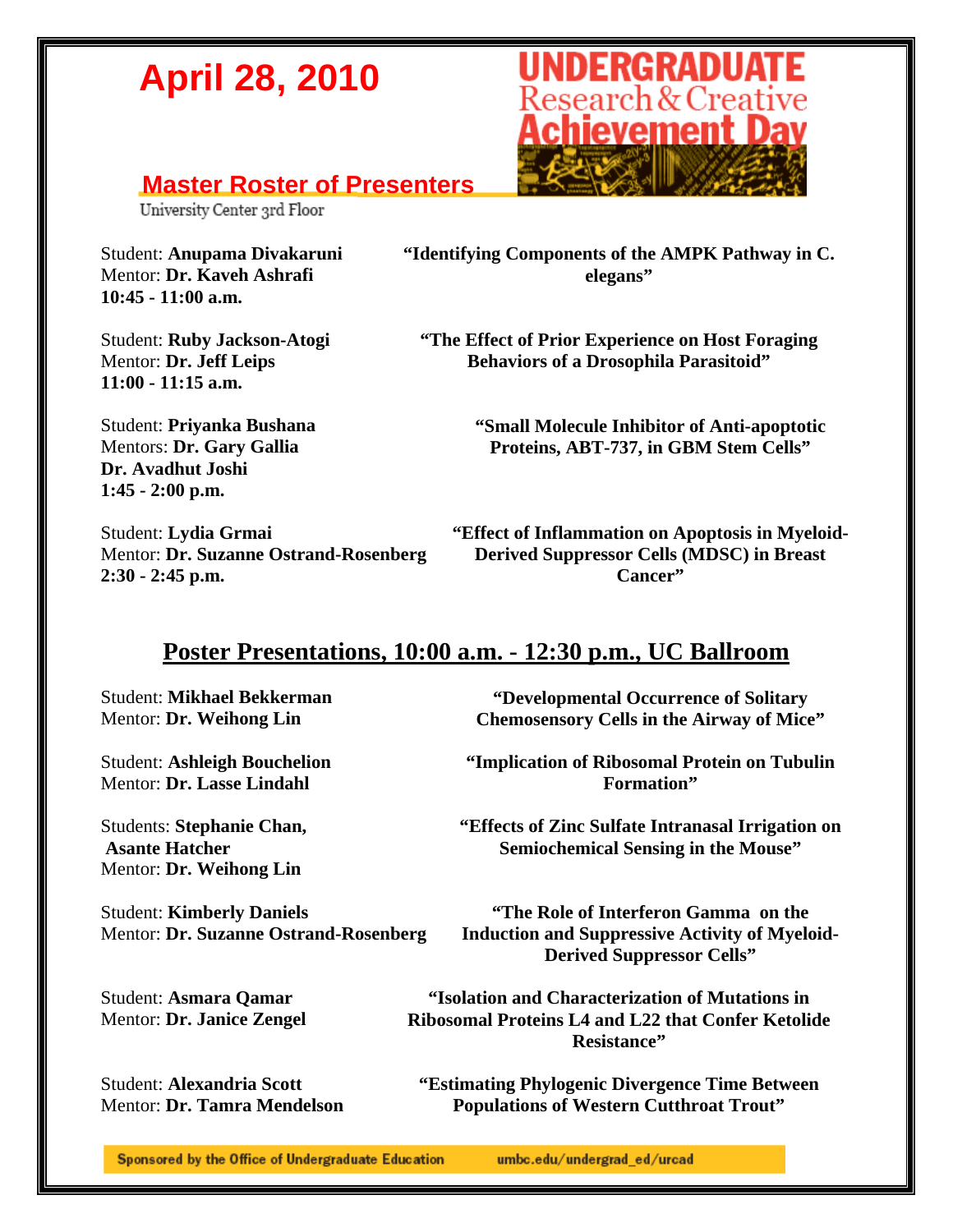# April 28, 2010

UNDERGRADUATE Research & Creative Achievement Day

## Master Roster of Presenters

University Center 3rd Floor

Student: **Anupama Divakaruni**
Mentor: **Dr. Kaveh Ashrafi**
**10:45 - 11:00 a.m.**

**"Identifying Components of the AMPK Pathway in C. elegans"**

Student: **Ruby Jackson-Atogi**
Mentor: **Dr. Jeff Leips**
**11:00 - 11:15 a.m.**

**"The Effect of Prior Experience on Host Foraging Behaviors of a Drosophila Parasitoid"**

Student: **Priyanka Bushana**
Mentors: **Dr. Gary Gallia**
**Dr. Avadhut Joshi**
**1:45 - 2:00 p.m.**

**"Small Molecule Inhibitor of Anti-apoptotic Proteins, ABT-737, in GBM Stem Cells"**

Student: **Lydia Grmai**
Mentor: **Dr. Suzanne Ostrand-Rosenberg**
**2:30 - 2:45 p.m.**

**"Effect of Inflammation on Apoptosis in Myeloid-Derived Suppressor Cells (MDSC) in Breast Cancer"**

## Poster Presentations, 10:00 a.m. - 12:30 p.m., UC Ballroom

Student: **Mikhael Bekkerman**
Mentor: **Dr. Weihong Lin**

**"Developmental Occurrence of Solitary Chemosensory Cells in the Airway of Mice"**

Student: **Ashleigh Bouchelion**
Mentor: **Dr. Lasse Lindahl**

**"Implication of Ribosomal Protein on Tubulin Formation"**

Students: **Stephanie Chan, Asante Hatcher**
Mentor: **Dr. Weihong Lin**

**"Effects of Zinc Sulfate Intranasal Irrigation on Semiochemical Sensing in the Mouse"**

Student: **Kimberly Daniels**
Mentor: **Dr. Suzanne Ostrand-Rosenberg**

**"The Role of Interferon Gamma on the Induction and Suppressive Activity of Myeloid-Derived Suppressor Cells"**

Student: **Asmara Qamar**
Mentor: **Dr. Janice Zengel**

**"Isolation and Characterization of Mutations in Ribosomal Proteins L4 and L22 that Confer Ketolide Resistance"**

Student: **Alexandria Scott**
Mentor: **Dr. Tamra Mendelson**

**"Estimating Phylogenic Divergence Time Between Populations of Western Cutthroat Trout"**

Sponsored by the Office of Undergraduate Education umbc.edu/undergrad_ed/urcad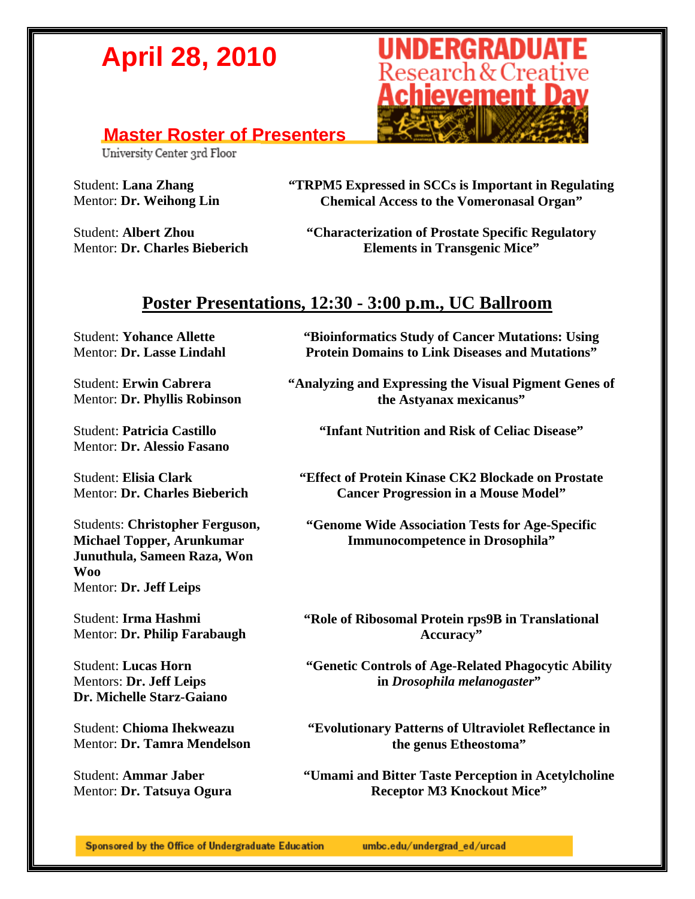# April 28, 2010

**UNDERGRADUATE Research & Creative Achievement Day**

## Master Roster of Presenters

University Center 3rd Floor

Student: **Lana Zhang**
Mentor: **Dr. Weihong Lin**
**"TRPM5 Expressed in SCCs is Important in Regulating Chemical Access to the Vomeronasal Organ"**

Student: **Albert Zhou**
Mentor: **Dr. Charles Bieberich**
**"Characterization of Prostate Specific Regulatory Elements in Transgenic Mice"**

## Poster Presentations, 12:30 - 3:00 p.m., UC Ballroom

Student: **Yohance Allette**
Mentor: **Dr. Lasse Lindahl**
**"Bioinformatics Study of Cancer Mutations: Using Protein Domains to Link Diseases and Mutations"**

Student: **Erwin Cabrera**
Mentor: **Dr. Phyllis Robinson**
**"Analyzing and Expressing the Visual Pigment Genes of the Astyanax mexicanus"**

Student: **Patricia Castillo**
Mentor: **Dr. Alessio Fasano**
**"Infant Nutrition and Risk of Celiac Disease"**

Student: **Elisia Clark**
Mentor: **Dr. Charles Bieberich**
**"Effect of Protein Kinase CK2 Blockade on Prostate Cancer Progression in a Mouse Model"**

Students: **Christopher Ferguson, Michael Topper, Arunkumar Junuthula, Sameen Raza, Won Woo**
Mentor: **Dr. Jeff Leips**
**"Genome Wide Association Tests for Age-Specific Immunocompetence in Drosophila"**

Student: **Irma Hashmi**
Mentor: **Dr. Philip Farabaugh**
**"Role of Ribosomal Protein rps9B in Translational Accuracy"**

Student: **Lucas Horn**
Mentors: **Dr. Jeff Leips**
**Dr. Michelle Starz-Gaiano**
**"Genetic Controls of Age-Related Phagocytic Ability in *Drosophila melanogaster*"**

Student: **Chioma Ihekweazu**
Mentor: **Dr. Tamra Mendelson**
**"Evolutionary Patterns of Ultraviolet Reflectance in the genus Etheostoma"**

Student: **Ammar Jaber**
Mentor: **Dr. Tatsuya Ogura**
**"Umami and Bitter Taste Perception in Acetylcholine Receptor M3 Knockout Mice"**

Sponsored by the Office of Undergraduate Education umbc.edu/undergrad_ed/urcad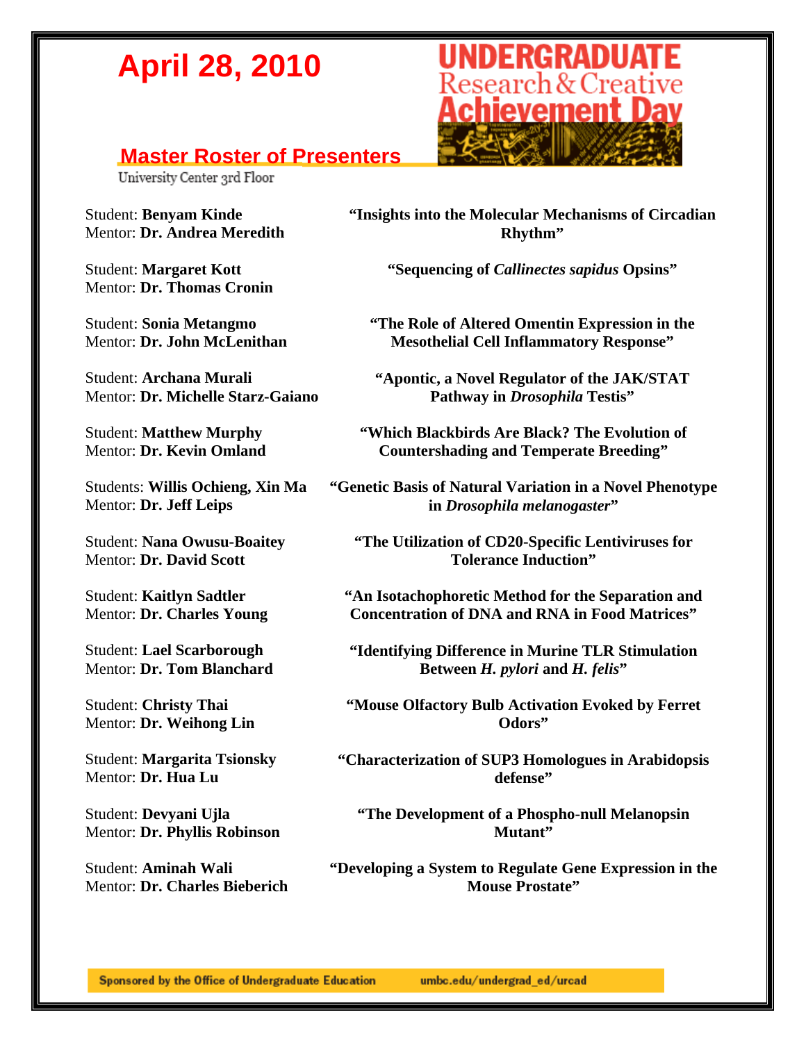# April 28, 2010

## Master Roster of Presenters

University Center 3rd Floor

Student: **Benyam Kinde**
Mentor: **Dr. Andrea Meredith**
**"Insights into the Molecular Mechanisms of Circadian Rhythm"**

Student: **Margaret Kott**
Mentor: **Dr. Thomas Cronin**
**"Sequencing of *Callinectes sapidus* Opsins"**

Student: **Sonia Metangmo**
Mentor: **Dr. John McLenithan**
**"The Role of Altered Omentin Expression in the Mesothelial Cell Inflammatory Response"**

Student: **Archana Murali**
Mentor: **Dr. Michelle Starz-Gaiano**
**"Apontic, a Novel Regulator of the JAK/STAT Pathway in *Drosophila* Testis"**

Student: **Matthew Murphy**
Mentor: **Dr. Kevin Omland**
**"Which Blackbirds Are Black? The Evolution of Countershading and Temperate Breeding"**

Students: **Willis Ochieng, Xin Ma**
Mentor: **Dr. Jeff Leips**
**"Genetic Basis of Natural Variation in a Novel Phenotype in *Drosophila melanogaster*"**

Student: **Nana Owusu-Boaitey**
Mentor: **Dr. David Scott**
**"The Utilization of CD20-Specific Lentiviruses for Tolerance Induction"**

Student: **Kaitlyn Sadtler**
Mentor: **Dr. Charles Young**
**"An Isotachophoretic Method for the Separation and Concentration of DNA and RNA in Food Matrices"**

Student: **Lael Scarborough**
Mentor: **Dr. Tom Blanchard**
**"Identifying Difference in Murine TLR Stimulation Between *H. pylori* and *H. felis*"**

Student: **Christy Thai**
Mentor: **Dr. Weihong Lin**
**"Mouse Olfactory Bulb Activation Evoked by Ferret Odors"**

Student: **Margarita Tsionsky**
Mentor: **Dr. Hua Lu**
**"Characterization of SUP3 Homologues in Arabidopsis defense"**

Student: **Devyani Ujla**
Mentor: **Dr. Phyllis Robinson**
**"The Development of a Phospho-null Melanopsin Mutant"**

Student: **Aminah Wali**
Mentor: **Dr. Charles Bieberich**
**"Developing a System to Regulate Gene Expression in the Mouse Prostate"**

Sponsored by the Office of Undergraduate Education umbc.edu/undergrad_ed/urcad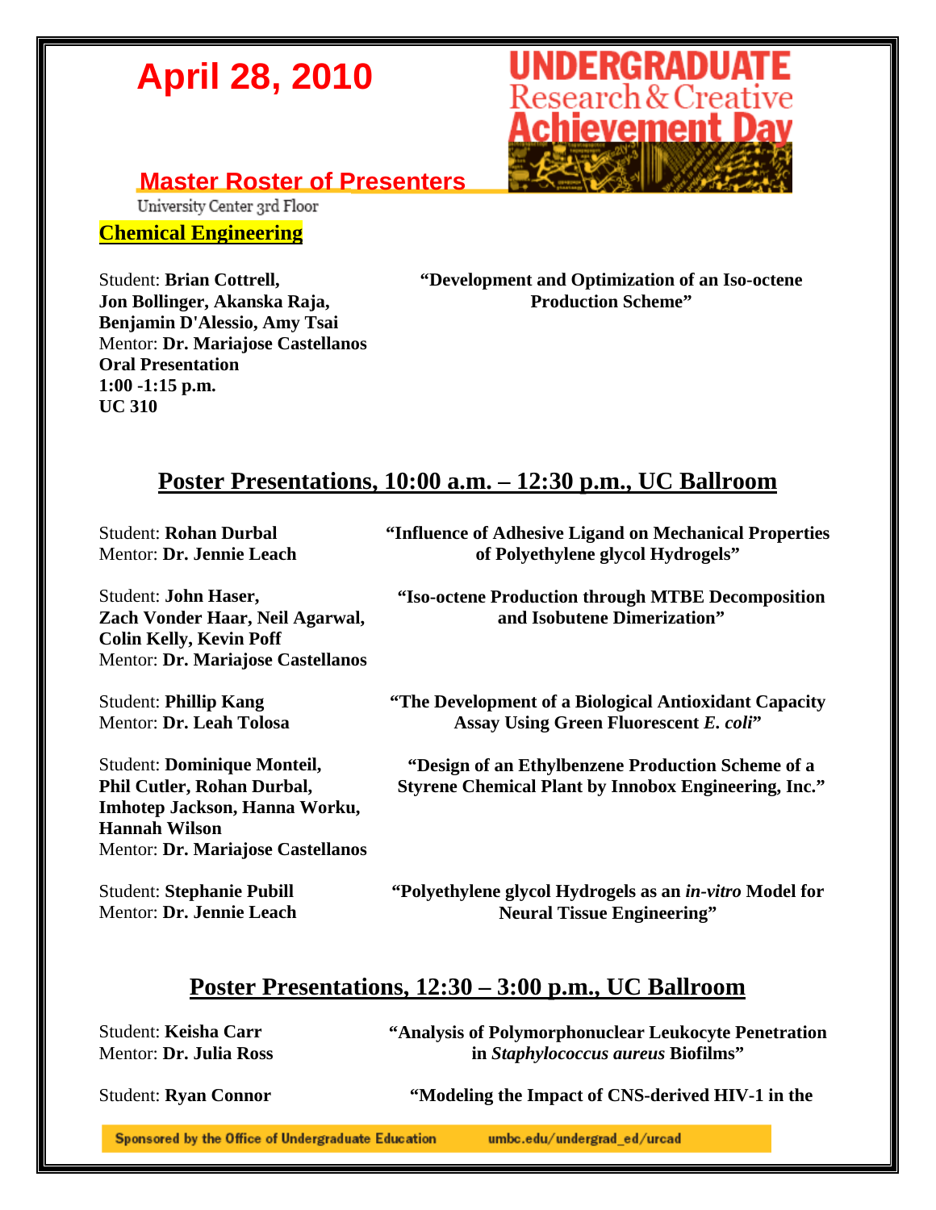# April 28, 2010

**UNDERGRADUATE Research & Creative Achievement Day**

## Master Roster of Presenters

University Center 3rd Floor

### Chemical Engineering

Student: **Brian Cottrell, Jon Bollinger, Akanska Raja, Benjamin D'Alessio, Amy Tsai**
Mentor: **Dr. Mariajose Castellanos**
**Oral Presentation**
**1:00 -1:15 p.m.**
**UC 310**

**"Development and Optimization of an Iso-octene Production Scheme"**

## Poster Presentations, 10:00 a.m. – 12:30 p.m., UC Ballroom

Student: **Rohan Durbal**
Mentor: **Dr. Jennie Leach**

**"Influence of Adhesive Ligand on Mechanical Properties of Polyethylene glycol Hydrogels"**

Student: **John Haser, Zach Vonder Haar, Neil Agarwal, Colin Kelly, Kevin Poff**
Mentor: **Dr. Mariajose Castellanos**

**"Iso-octene Production through MTBE Decomposition and Isobutene Dimerization"**

Student: **Phillip Kang**
Mentor: **Dr. Leah Tolosa**

**"The Development of a Biological Antioxidant Capacity Assay Using Green Fluorescent *E. coli*"**

Student: **Dominique Monteil, Phil Cutler, Rohan Durbal, Imhotep Jackson, Hanna Worku, Hannah Wilson**
Mentor: **Dr. Mariajose Castellanos**

**"Design of an Ethylbenzene Production Scheme of a Styrene Chemical Plant by Innobox Engineering, Inc."**

Student: **Stephanie Pubill**
Mentor: **Dr. Jennie Leach**

**"Polyethylene glycol Hydrogels as an *in-vitro* Model for Neural Tissue Engineering"**

## Poster Presentations, 12:30 – 3:00 p.m., UC Ballroom

Student: **Keisha Carr**
Mentor: **Dr. Julia Ross**

**"Analysis of Polymorphonuclear Leukocyte Penetration in *Staphylococcus aureus* Biofilms"**

Student: **Ryan Connor**

**"Modeling the Impact of CNS-derived HIV-1 in the**

Sponsored by the Office of Undergraduate Education umbc.edu/undergrad_ed/urcad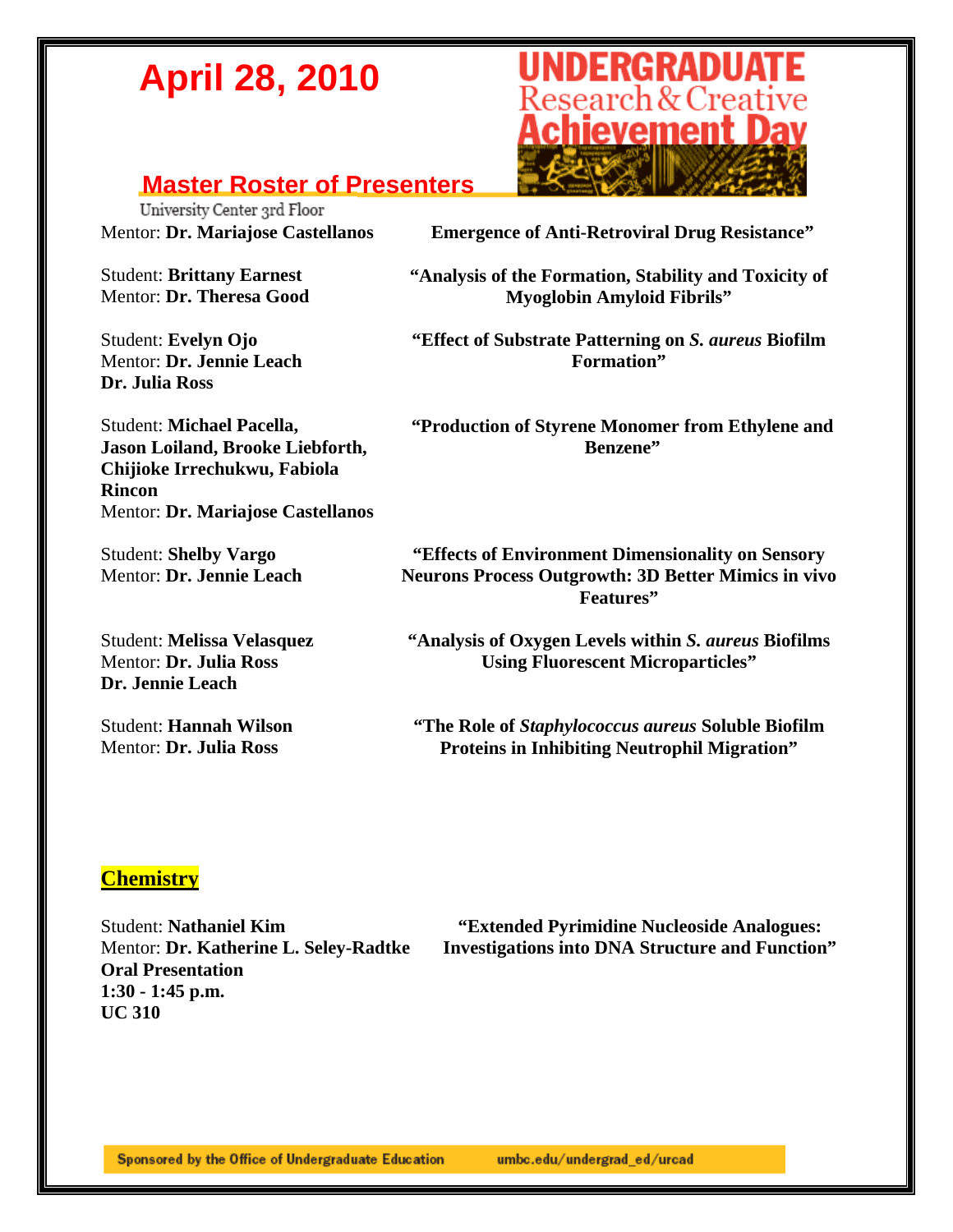Mentor: **Dr. Mariajose Castellanos** — **Emergence of Anti-Retroviral Drug Resistance"**

Student: **Brittany Earnest**
Mentor: **Dr. Theresa Good**
**"Analysis of the Formation, Stability and Toxicity of Myoglobin Amyloid Fibrils"**

Student: **Evelyn Ojo**
Mentor: **Dr. Jennie Leach**
**Dr. Julia Ross**
**"Effect of Substrate Patterning on *S. aureus* Biofilm Formation"**

Student: **Michael Pacella, Jason Loiland, Brooke Liebforth, Chijioke Irrechukwu, Fabiola Rincon**
Mentor: **Dr. Mariajose Castellanos**
**"Production of Styrene Monomer from Ethylene and Benzene"**

Student: **Shelby Vargo**
Mentor: **Dr. Jennie Leach**
**"Effects of Environment Dimensionality on Sensory Neurons Process Outgrowth: 3D Better Mimics in vivo Features"**

Student: **Melissa Velasquez**
Mentor: **Dr. Julia Ross**
**Dr. Jennie Leach**
**"Analysis of Oxygen Levels within *S. aureus* Biofilms Using Fluorescent Microparticles"**

Student: **Hannah Wilson**
Mentor: **Dr. Julia Ross**
**"The Role of *Staphylococcus aureus* Soluble Biofilm Proteins in Inhibiting Neutrophil Migration"**

## Chemistry

Student: **Nathaniel Kim**
Mentor: **Dr. Katherine L. Seley-Radtke**
**Oral Presentation**
**1:30 - 1:45 p.m.**
**UC 310**
**"Extended Pyrimidine Nucleoside Analogues: Investigations into DNA Structure and Function"**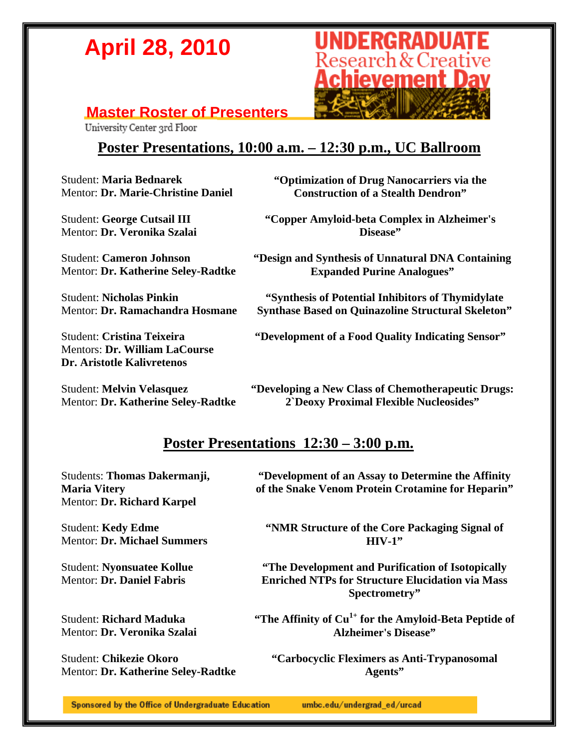# April 28, 2010

**UNDERGRADUATE Research & Creative Achievement Day**

## Master Roster of Presenters

University Center 3rd Floor

## Poster Presentations, 10:00 a.m. – 12:30 p.m., UC Ballroom

Student: **Maria Bednarek**
Mentor: **Dr. Marie-Christine Daniel**
**"Optimization of Drug Nanocarriers via the Construction of a Stealth Dendron"**

Student: **George Cutsail III**
Mentor: **Dr. Veronika Szalai**
**"Copper Amyloid-beta Complex in Alzheimer's Disease"**

Student: **Cameron Johnson**
Mentor: **Dr. Katherine Seley-Radtke**
**"Design and Synthesis of Unnatural DNA Containing Expanded Purine Analogues"**

Student: **Nicholas Pinkin**
Mentor: **Dr. Ramachandra Hosmane**
**"Synthesis of Potential Inhibitors of Thymidylate Synthase Based on Quinazoline Structural Skeleton"**

Student: **Cristina Teixeira**
Mentors: **Dr. William LaCourse**
**Dr. Aristotle Kalivretenos**
**"Development of a Food Quality Indicating Sensor"**

Student: **Melvin Velasquez**
Mentor: **Dr. Katherine Seley-Radtke**
**"Developing a New Class of Chemotherapeutic Drugs: 2`Deoxy Proximal Flexible Nucleosides"**

## Poster Presentations 12:30 – 3:00 p.m.

Students: **Thomas Dakermanji, Maria Vitery**
Mentor: **Dr. Richard Karpel**
**"Development of an Assay to Determine the Affinity of the Snake Venom Protein Crotamine for Heparin"**

Student: **Kedy Edme**
Mentor: **Dr. Michael Summers**
**"NMR Structure of the Core Packaging Signal of HIV-1"**

Student: **Nyonsuatee Kollue**
Mentor: **Dr. Daniel Fabris**
**"The Development and Purification of Isotopically Enriched NTPs for Structure Elucidation via Mass Spectrometry"**

Student: **Richard Maduka**
Mentor: **Dr. Veronika Szalai**
**"The Affinity of $Cu^{1+}$ for the Amyloid-Beta Peptide of Alzheimer's Disease"**

Student: **Chikezie Okoro**
Mentor: **Dr. Katherine Seley-Radtke**
**"Carbocyclic Fleximers as Anti-Trypanosomal Agents"**

Sponsored by the Office of Undergraduate Education umbc.edu/undergrad_ed/urcad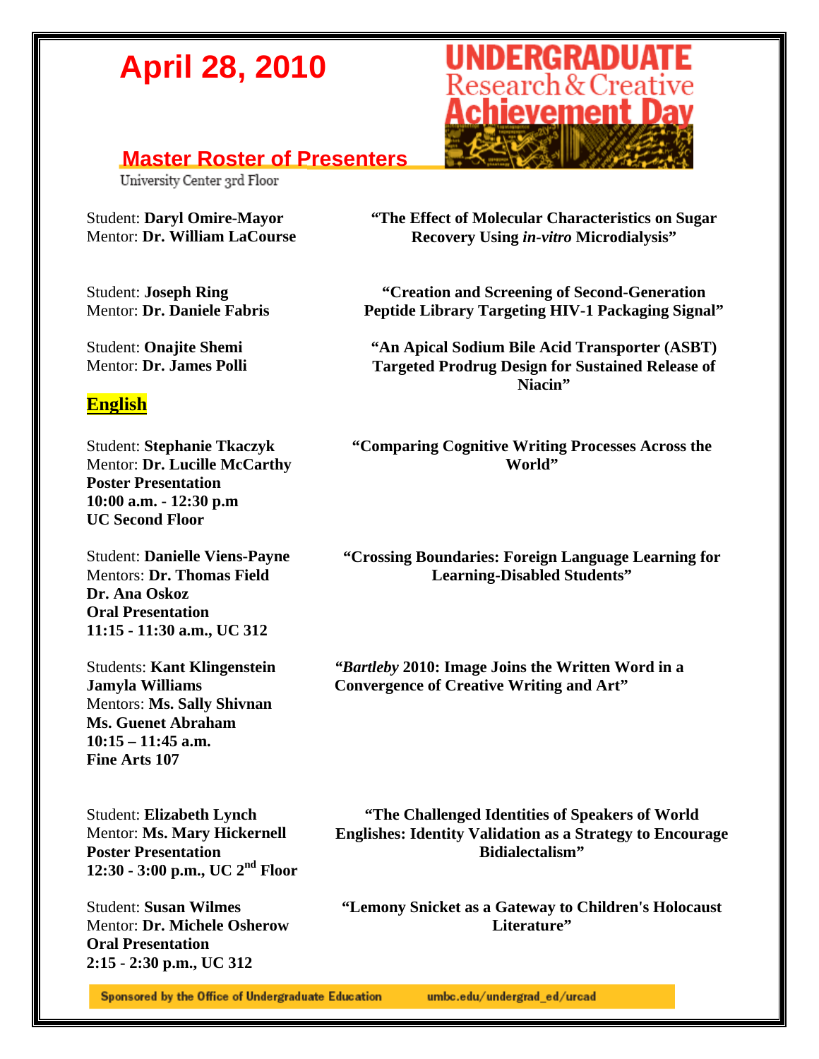# April 28, 2010

**UNDERGRADUATE Research & Creative Achievement Day**

## Master Roster of Presenters

University Center 3rd Floor

Student: **Daryl Omire-Mayor**
Mentor: **Dr. William LaCourse**

**"The Effect of Molecular Characteristics on Sugar Recovery Using *in-vitro* Microdialysis"**

Student: **Joseph Ring**
Mentor: **Dr. Daniele Fabris**

**"Creation and Screening of Second-Generation Peptide Library Targeting HIV-1 Packaging Signal"**

Student: **Onajite Shemi**
Mentor: **Dr. James Polli**

**"An Apical Sodium Bile Acid Transporter (ASBT) Targeted Prodrug Design for Sustained Release of Niacin"**

### English

Student: **Stephanie Tkaczyk**
Mentor: **Dr. Lucille McCarthy**
**Poster Presentation**
**10:00 a.m. - 12:30 p.m**
**UC Second Floor**

**"Comparing Cognitive Writing Processes Across the World"**

Student: **Danielle Viens-Payne**
Mentors: **Dr. Thomas Field**
**Dr. Ana Oskoz**
**Oral Presentation**
**11:15 - 11:30 a.m., UC 312**

**"Crossing Boundaries: Foreign Language Learning for Learning-Disabled Students"**

Students: **Kant Klingenstein**
**Jamyla Williams**
Mentors: **Ms. Sally Shivnan**
**Ms. Guenet Abraham**
**10:15 – 11:45 a.m.**
**Fine Arts 107**

***"Bartleby* 2010: Image Joins the Written Word in a Convergence of Creative Writing and Art"**

Student: **Elizabeth Lynch**
Mentor: **Ms. Mary Hickernell**
**Poster Presentation**
**12:30 - 3:00 p.m., UC 2nd Floor**

**"The Challenged Identities of Speakers of World Englishes: Identity Validation as a Strategy to Encourage Bidialectalism"**

Student: **Susan Wilmes**
Mentor: **Dr. Michele Osherow**
**Oral Presentation**
**2:15 - 2:30 p.m., UC 312**

**"Lemony Snicket as a Gateway to Children's Holocaust Literature"**

Sponsored by the Office of Undergraduate Education umbc.edu/undergrad_ed/urcad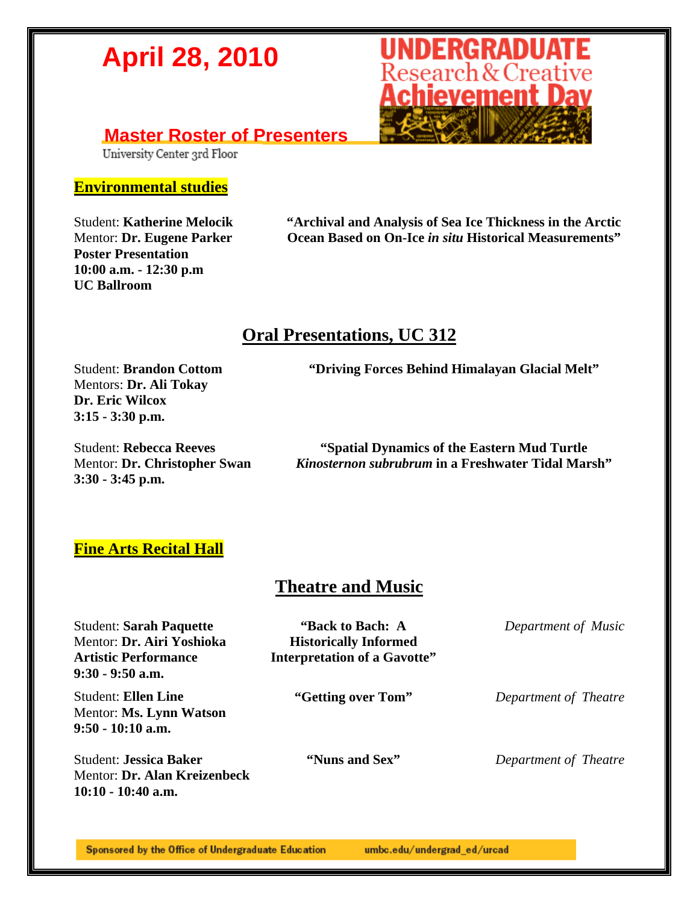# April 28, 2010

UNDERGRADUATE Research & Creative Achievement Day

## Master Roster of Presenters

University Center 3rd Floor

### Environmental studies

Student: **Katherine Melocik**
Mentor: **Dr. Eugene Parker**
**Poster Presentation**
**10:00 a.m. - 12:30 p.m**
**UC Ballroom**

**"Archival and Analysis of Sea Ice Thickness in the Arctic Ocean Based on On-Ice *in situ* Historical Measurements"**

### Oral Presentations, UC 312

Student: **Brandon Cottom**
Mentors: **Dr. Ali Tokay**
**Dr. Eric Wilcox**
**3:15 - 3:30 p.m.**

**"Driving Forces Behind Himalayan Glacial Melt"**

Student: **Rebecca Reeves**
Mentor: **Dr. Christopher Swan**
**3:30 - 3:45 p.m.**

**"Spatial Dynamics of the Eastern Mud Turtle *Kinosternon subrubrum* in a Freshwater Tidal Marsh"**

### Fine Arts Recital Hall

### Theatre and Music

Student: **Sarah Paquette**
Mentor: **Dr. Airi Yoshioka**
**Artistic Performance**
**9:30 - 9:50 a.m.**

**"Back to Bach: A Historically Informed Interpretation of a Gavotte"**

*Department of Music*

Student: **Ellen Line**
Mentor: **Ms. Lynn Watson**
**9:50 - 10:10 a.m.**

**"Getting over Tom"**

*Department of Theatre*

Student: **Jessica Baker**
Mentor: **Dr. Alan Kreizenbeck**
**10:10 - 10:40 a.m.**

**"Nuns and Sex"**

*Department of Theatre*

Sponsored by the Office of Undergraduate Education umbc.edu/undergrad_ed/urcad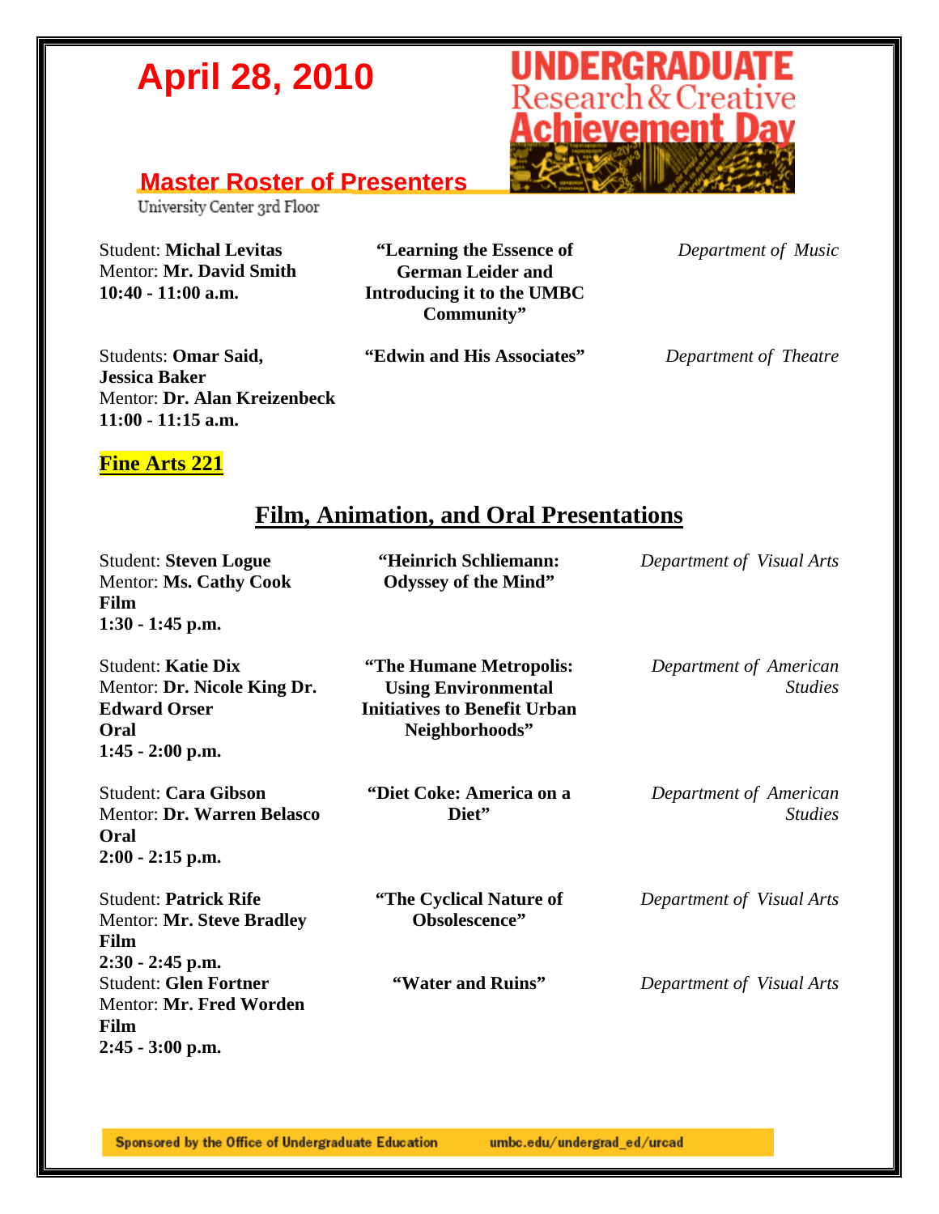# April 28, 2010

## Master Roster of Presenters

University Center 3rd Floor

Student: **Michal Levitas**
Mentor: **Mr. David Smith**
**10:40 - 11:00 a.m.**

**"Learning the Essence of German Leider and Introducing it to the UMBC Community"**

*Department of Music*

Students: **Omar Said, Jessica Baker**
Mentor: **Dr. Alan Kreizenbeck**
**11:00 - 11:15 a.m.**

**"Edwin and His Associates"**

*Department of Theatre*

**Fine Arts 221**

## Film, Animation, and Oral Presentations

Student: **Steven Logue**
Mentor: **Ms. Cathy Cook**
**Film**
**1:30 - 1:45 p.m.**

**"Heinrich Schliemann: Odyssey of the Mind"**

*Department of Visual Arts*

Student: **Katie Dix**
Mentor: **Dr. Nicole King Dr. Edward Orser**
**Oral**
**1:45 - 2:00 p.m.**

**"The Humane Metropolis: Using Environmental Initiatives to Benefit Urban Neighborhoods"**

*Department of American Studies*

Student: **Cara Gibson**
Mentor: **Dr. Warren Belasco**
**Oral**
**2:00 - 2:15 p.m.**

**"Diet Coke: America on a Diet"**

*Department of American Studies*

Student: **Patrick Rife**
Mentor: **Mr. Steve Bradley**
**Film**
**2:30 - 2:45 p.m.**

**"The Cyclical Nature of Obsolescence"**

*Department of Visual Arts*

Student: **Glen Fortner**
Mentor: **Mr. Fred Worden**
**Film**
**2:45 - 3:00 p.m.**

**"Water and Ruins"**

*Department of Visual Arts*

Sponsored by the Office of Undergraduate Education umbc.edu/undergrad_ed/urcad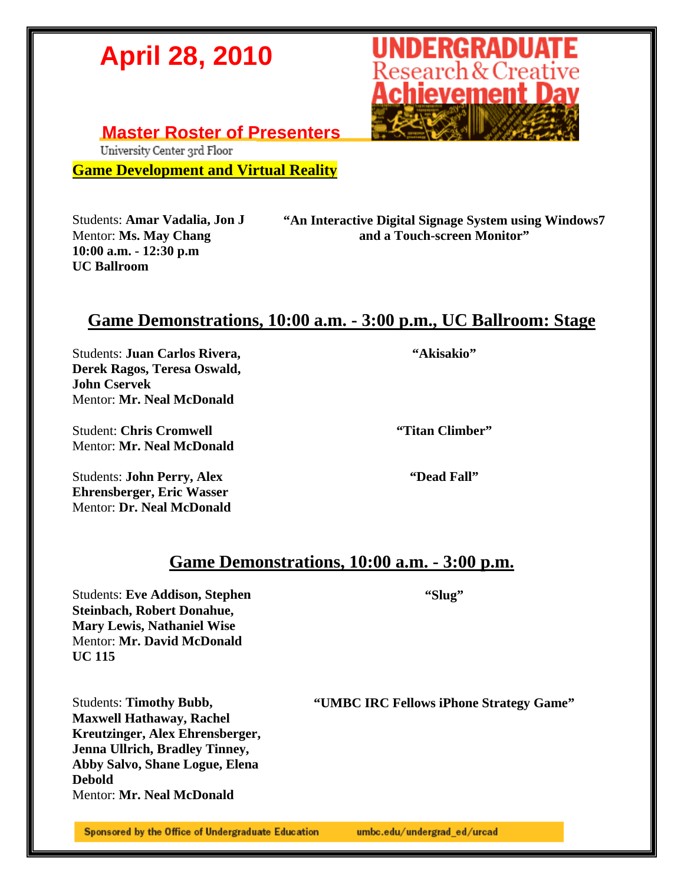# April 28, 2010

UNDERGRADUATE Research & Creative Achievement Day

## Master Roster of Presenters

University Center 3rd Floor

**Game Development and Virtual Reality**

Students: **Amar Vadalia, Jon J**
Mentor: **Ms. May Chang**
**10:00 a.m. - 12:30 p.m**
**UC Ballroom**

**"An Interactive Digital Signage System using Windows7 and a Touch-screen Monitor"**

## Game Demonstrations, 10:00 a.m. - 3:00 p.m., UC Ballroom: Stage

Students: **Juan Carlos Rivera, Derek Ragos, Teresa Oswald, John Cservek**
Mentor: **Mr. Neal McDonald**

**"Akisakio"**

Student: **Chris Cromwell**
Mentor: **Mr. Neal McDonald**

**"Titan Climber"**

Students: **John Perry, Alex Ehrensberger, Eric Wasser**
Mentor: **Dr. Neal McDonald**

**"Dead Fall"**

## Game Demonstrations, 10:00 a.m. - 3:00 p.m.

Students: **Eve Addison, Stephen Steinbach, Robert Donahue, Mary Lewis, Nathaniel Wise**
Mentor: **Mr. David McDonald**
**UC 115**

**"Slug"**

Students: **Timothy Bubb, Maxwell Hathaway, Rachel Kreutzinger, Alex Ehrensberger, Jenna Ullrich, Bradley Tinney, Abby Salvo, Shane Logue, Elena Debold**
Mentor: **Mr. Neal McDonald**

**"UMBC IRC Fellows iPhone Strategy Game"**

Sponsored by the Office of Undergraduate Education umbc.edu/undergrad_ed/urcad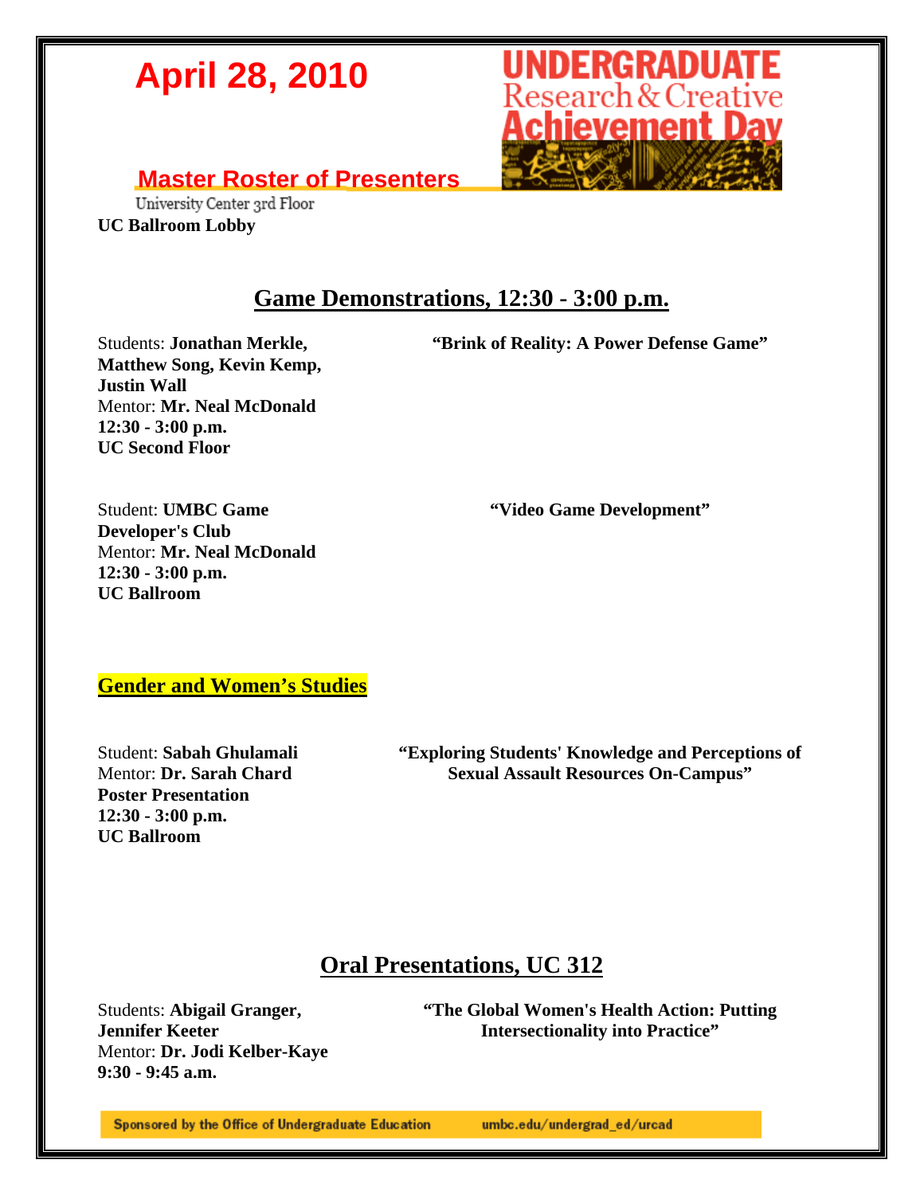# April 28, 2010

UNDERGRADUATE Research & Creative Achievement Day

## Master Roster of Presenters

University Center 3rd Floor
**UC Ballroom Lobby**

## Game Demonstrations, 12:30 - 3:00 p.m.

Students: **Jonathan Merkle, Matthew Song, Kevin Kemp, Justin Wall**
Mentor: **Mr. Neal McDonald**
**12:30 - 3:00 p.m.**
**UC Second Floor**

**"Brink of Reality: A Power Defense Game"**

Student: **UMBC Game Developer's Club**
Mentor: **Mr. Neal McDonald**
**12:30 - 3:00 p.m.**
**UC Ballroom**

**"Video Game Development"**

### Gender and Women's Studies

Student: **Sabah Ghulamali**
Mentor: **Dr. Sarah Chard**
**Poster Presentation**
**12:30 - 3:00 p.m.**
**UC Ballroom**

**"Exploring Students' Knowledge and Perceptions of Sexual Assault Resources On-Campus"**

## Oral Presentations, UC 312

Students: **Abigail Granger, Jennifer Keeter**
Mentor: **Dr. Jodi Kelber-Kaye**
**9:30 - 9:45 a.m.**

**"The Global Women's Health Action: Putting Intersectionality into Practice"**

Sponsored by the Office of Undergraduate Education umbc.edu/undergrad_ed/urcad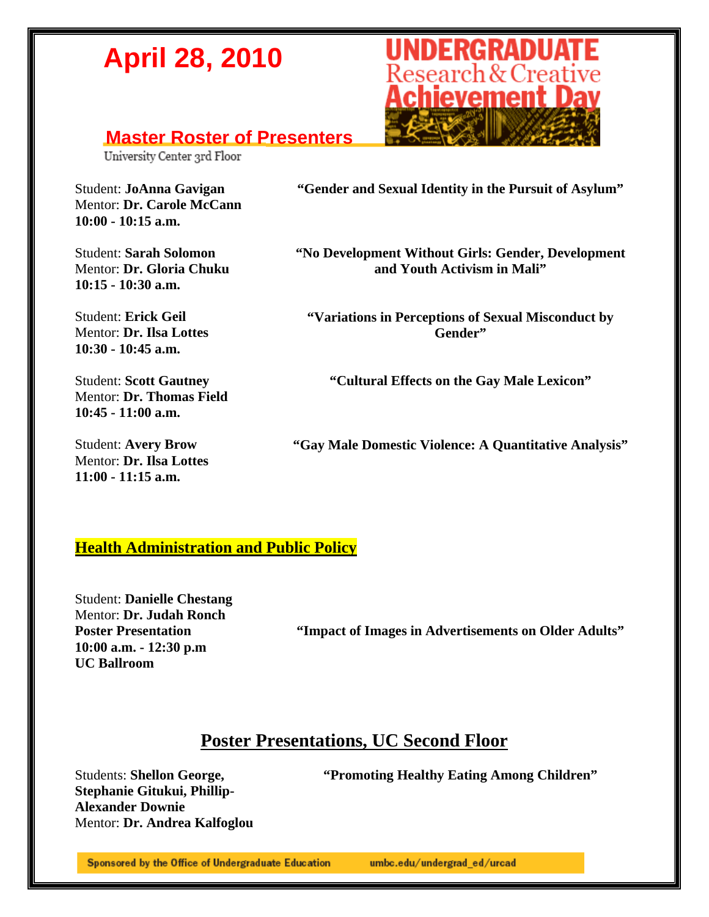# April 28, 2010

**UNDERGRADUATE Research & Creative Achievement Day**

## Master Roster of Presenters

University Center 3rd Floor

Student: **JoAnna Gavigan**
Mentor: **Dr. Carole McCann**
**10:00 - 10:15 a.m.**

**"Gender and Sexual Identity in the Pursuit of Asylum"**

Student: **Sarah Solomon**
Mentor: **Dr. Gloria Chuku**
**10:15 - 10:30 a.m.**

**"No Development Without Girls: Gender, Development and Youth Activism in Mali"**

Student: **Erick Geil**
Mentor: **Dr. Ilsa Lottes**
**10:30 - 10:45 a.m.**

**"Variations in Perceptions of Sexual Misconduct by Gender"**

Student: **Scott Gautney**
Mentor: **Dr. Thomas Field**
**10:45 - 11:00 a.m.**

**"Cultural Effects on the Gay Male Lexicon"**

Student: **Avery Brow**
Mentor: **Dr. Ilsa Lottes**
**11:00 - 11:15 a.m.**

**"Gay Male Domestic Violence: A Quantitative Analysis"**

### Health Administration and Public Policy

Student: **Danielle Chestang**
Mentor: **Dr. Judah Ronch**
**Poster Presentation**
**10:00 a.m. - 12:30 p.m**
**UC Ballroom**

**"Impact of Images in Advertisements on Older Adults"**

## Poster Presentations, UC Second Floor

Students: **Shellon George, Stephanie Gitukui, Phillip-Alexander Downie**
Mentor: **Dr. Andrea Kalfoglou**

**"Promoting Healthy Eating Among Children"**

Sponsored by the Office of Undergraduate Education umbc.edu/undergrad_ed/urcad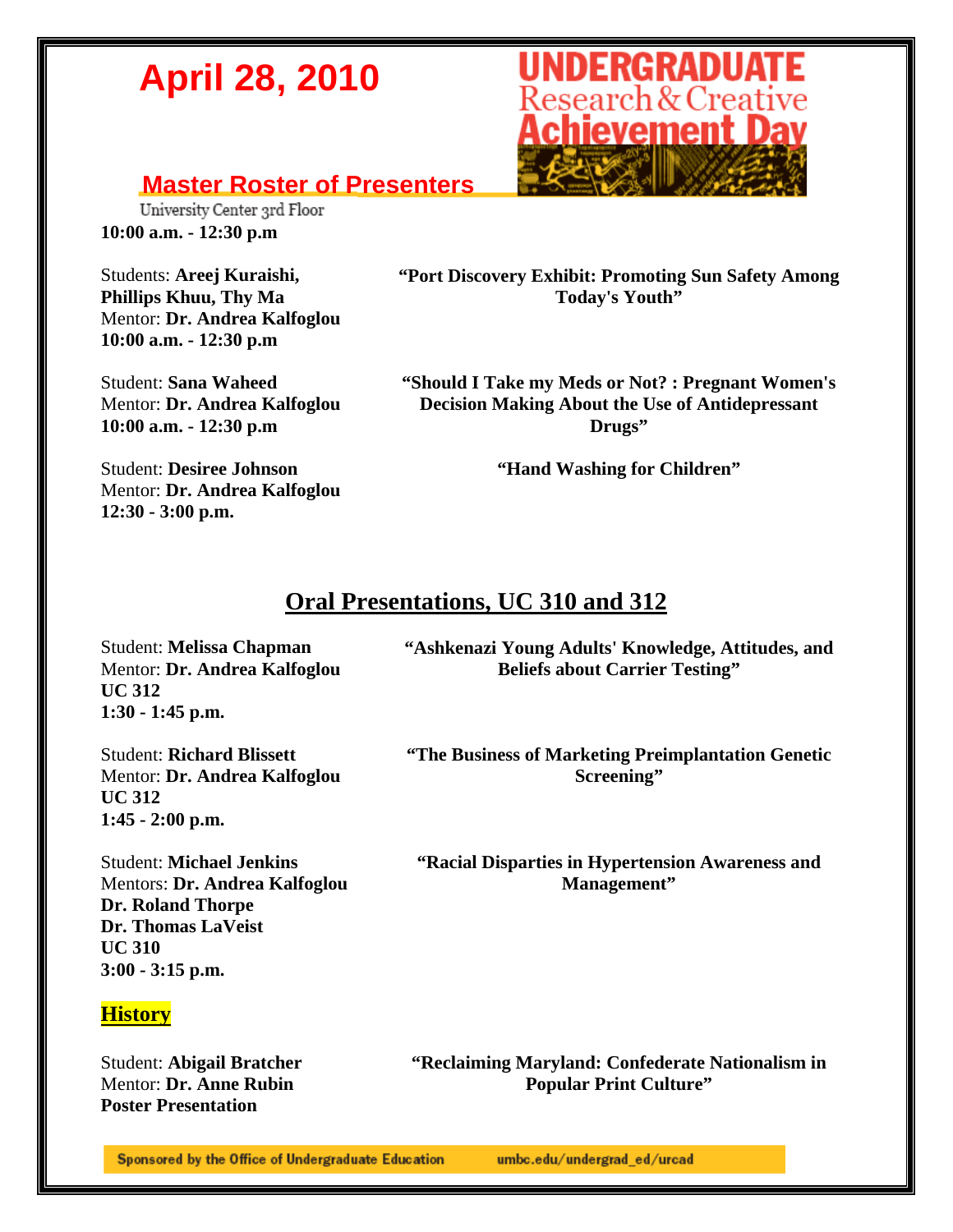# April 28, 2010

## Master Roster of Presenters

University Center 3rd Floor
**10:00 a.m. - 12:30 p.m**

Students: **Areej Kuraishi, Phillips Khuu, Thy Ma**
Mentor: **Dr. Andrea Kalfoglou**
**10:00 a.m. - 12:30 p.m**

**"Port Discovery Exhibit: Promoting Sun Safety Among Today's Youth"**

Student: **Sana Waheed**
Mentor: **Dr. Andrea Kalfoglou**
**10:00 a.m. - 12:30 p.m**

**"Should I Take my Meds or Not? : Pregnant Women's Decision Making About the Use of Antidepressant Drugs"**

Student: **Desiree Johnson**
Mentor: **Dr. Andrea Kalfoglou**
**12:30 - 3:00 p.m.**

**"Hand Washing for Children"**

## Oral Presentations, UC 310 and 312

Student: **Melissa Chapman**
Mentor: **Dr. Andrea Kalfoglou**
**UC 312**
**1:30 - 1:45 p.m.**

**"Ashkenazi Young Adults' Knowledge, Attitudes, and Beliefs about Carrier Testing"**

Student: **Richard Blissett**
Mentor: **Dr. Andrea Kalfoglou**
**UC 312**
**1:45 - 2:00 p.m.**

**"The Business of Marketing Preimplantation Genetic Screening"**

Student: **Michael Jenkins**
Mentors: **Dr. Andrea Kalfoglou**
**Dr. Roland Thorpe**
**Dr. Thomas LaVeist**
**UC 310**
**3:00 - 3:15 p.m.**

**"Racial Disparties in Hypertension Awareness and Management"**

### History

Student: **Abigail Bratcher**
Mentor: **Dr. Anne Rubin**
**Poster Presentation**

**"Reclaiming Maryland: Confederate Nationalism in Popular Print Culture"**

Sponsored by the Office of Undergraduate Education umbc.edu/undergrad_ed/urcad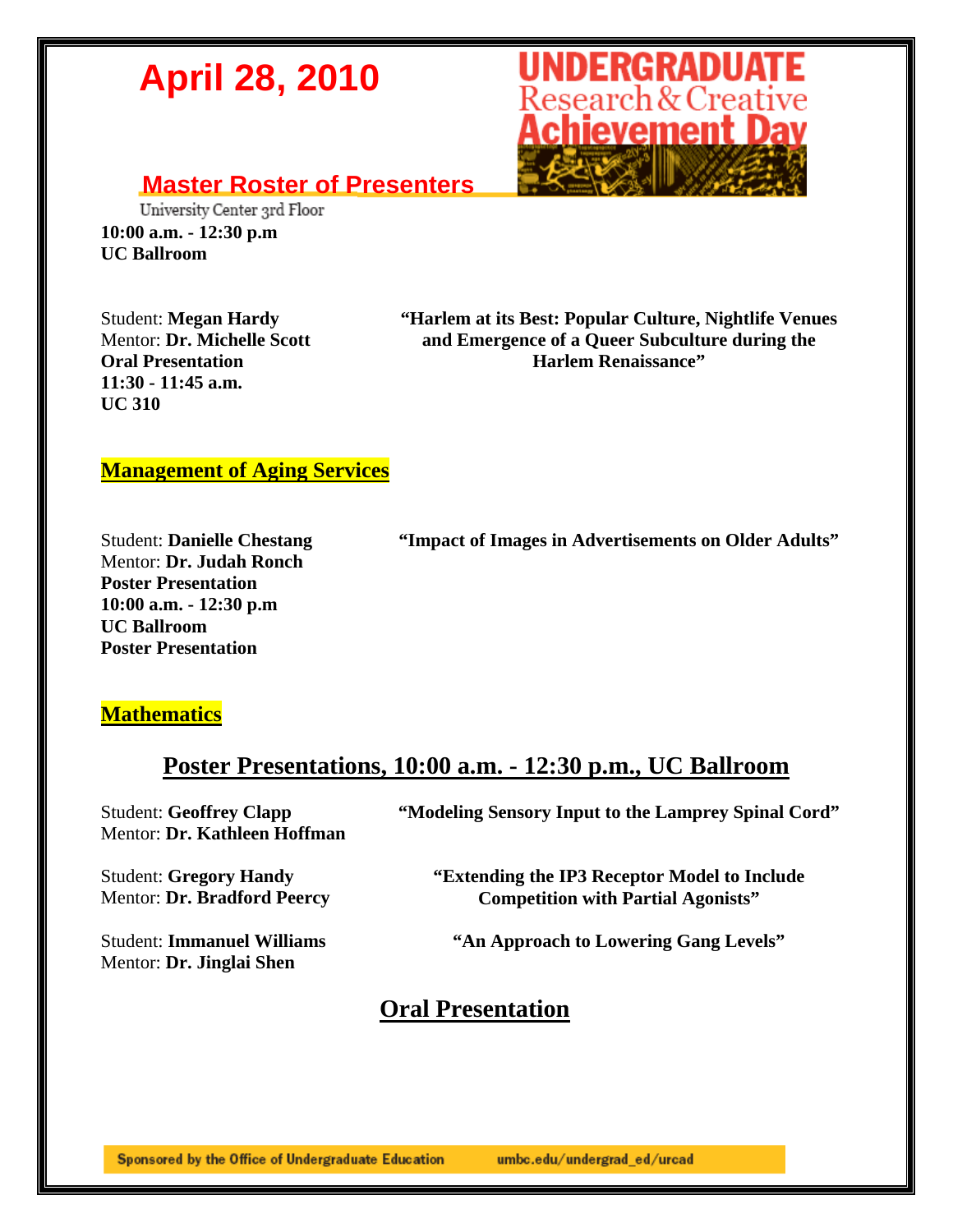# April 28, 2010

## Master Roster of Presenters

University Center 3rd Floor
**10:00 a.m. - 12:30 p.m**
**UC Ballroom**

Student: **Megan Hardy**
Mentor: **Dr. Michelle Scott**
**Oral Presentation**
**11:30 - 11:45 a.m.**
**UC 310**

**"Harlem at its Best: Popular Culture, Nightlife Venues and Emergence of a Queer Subculture during the Harlem Renaissance"**

## Management of Aging Services

Student: **Danielle Chestang**
Mentor: **Dr. Judah Ronch**
**Poster Presentation**
**10:00 a.m. - 12:30 p.m**
**UC Ballroom**
**Poster Presentation**

**"Impact of Images in Advertisements on Older Adults"**

## Mathematics

### Poster Presentations, 10:00 a.m. - 12:30 p.m., UC Ballroom

Student: **Geoffrey Clapp**
Mentor: **Dr. Kathleen Hoffman**

**"Modeling Sensory Input to the Lamprey Spinal Cord"**

Student: **Gregory Handy**
Mentor: **Dr. Bradford Peercy**

**"Extending the IP3 Receptor Model to Include Competition with Partial Agonists"**

Student: **Immanuel Williams**
Mentor: **Dr. Jinglai Shen**

**"An Approach to Lowering Gang Levels"**

### Oral Presentation

Sponsored by the Office of Undergraduate Education umbc.edu/undergrad_ed/urcad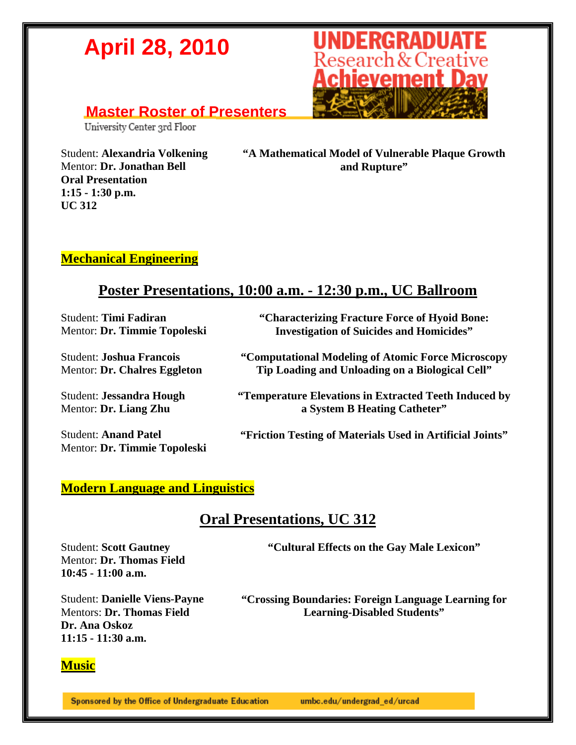# April 28, 2010

## Master Roster of Presenters

University Center 3rd Floor

Student: **Alexandria Volkening**
Mentor: **Dr. Jonathan Bell**
**Oral Presentation**
**1:15 - 1:30 p.m.**
**UC 312**

**"A Mathematical Model of Vulnerable Plaque Growth and Rupture"**

## Mechanical Engineering

### Poster Presentations, 10:00 a.m. - 12:30 p.m., UC Ballroom

Student: **Timi Fadiran**
Mentor: **Dr. Timmie Topoleski**

**"Characterizing Fracture Force of Hyoid Bone: Investigation of Suicides and Homicides"**

Student: **Joshua Francois**
Mentor: **Dr. Chalres Eggleton**

**"Computational Modeling of Atomic Force Microscopy Tip Loading and Unloading on a Biological Cell"**

Student: **Jessandra Hough**
Mentor: **Dr. Liang Zhu**

**"Temperature Elevations in Extracted Teeth Induced by a System B Heating Catheter"**

Student: **Anand Patel**
Mentor: **Dr. Timmie Topoleski**

**"Friction Testing of Materials Used in Artificial Joints"**

## Modern Language and Linguistics

### Oral Presentations, UC 312

Student: **Scott Gautney**
Mentor: **Dr. Thomas Field**
**10:45 - 11:00 a.m.**

**"Cultural Effects on the Gay Male Lexicon"**

Student: **Danielle Viens-Payne**
Mentors: **Dr. Thomas Field**
**Dr. Ana Oskoz**
**11:15 - 11:30 a.m.**

**"Crossing Boundaries: Foreign Language Learning for Learning-Disabled Students"**

## Music

Sponsored by the Office of Undergraduate Education umbc.edu/undergrad_ed/urcad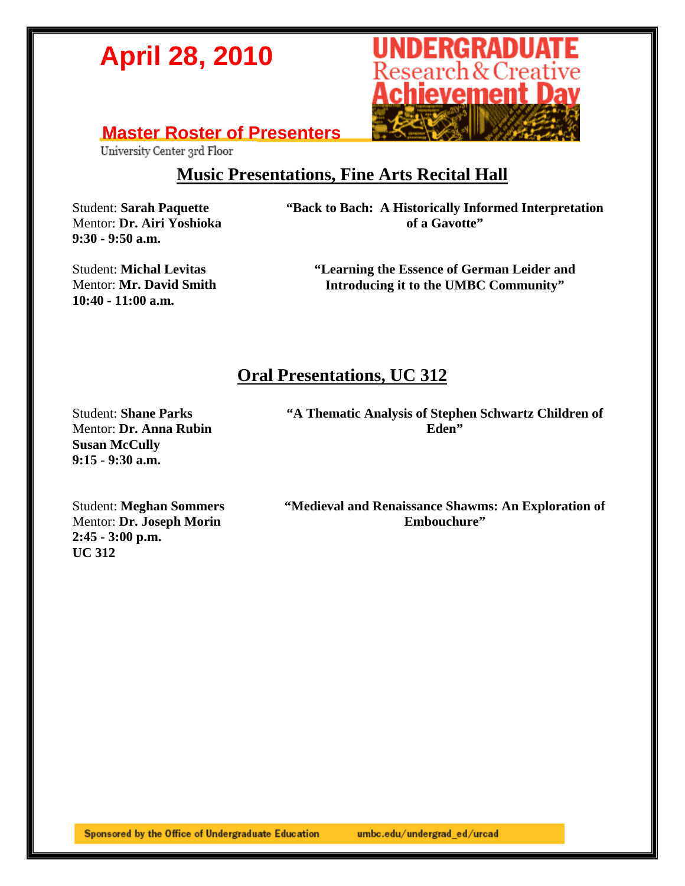# April 28, 2010

**UNDERGRADUATE Research & Creative Achievement Day**

## Master Roster of Presenters

University Center 3rd Floor

## Music Presentations, Fine Arts Recital Hall

Student: **Sarah Paquette**
Mentor: **Dr. Airi Yoshioka**
**9:30 - 9:50 a.m.**

**"Back to Bach: A Historically Informed Interpretation of a Gavotte"**

Student: **Michal Levitas**
Mentor: **Mr. David Smith**
**10:40 - 11:00 a.m.**

**"Learning the Essence of German Leider and Introducing it to the UMBC Community"**

## Oral Presentations, UC 312

Student: **Shane Parks**
Mentor: **Dr. Anna Rubin**
**Susan McCully**
**9:15 - 9:30 a.m.**

**"A Thematic Analysis of Stephen Schwartz Children of Eden"**

Student: **Meghan Sommers**
Mentor: **Dr. Joseph Morin**
**2:45 - 3:00 p.m.**
**UC 312**

**"Medieval and Renaissance Shawms: An Exploration of Embouchure"**

Sponsored by the Office of Undergraduate Education umbc.edu/undergrad_ed/urcad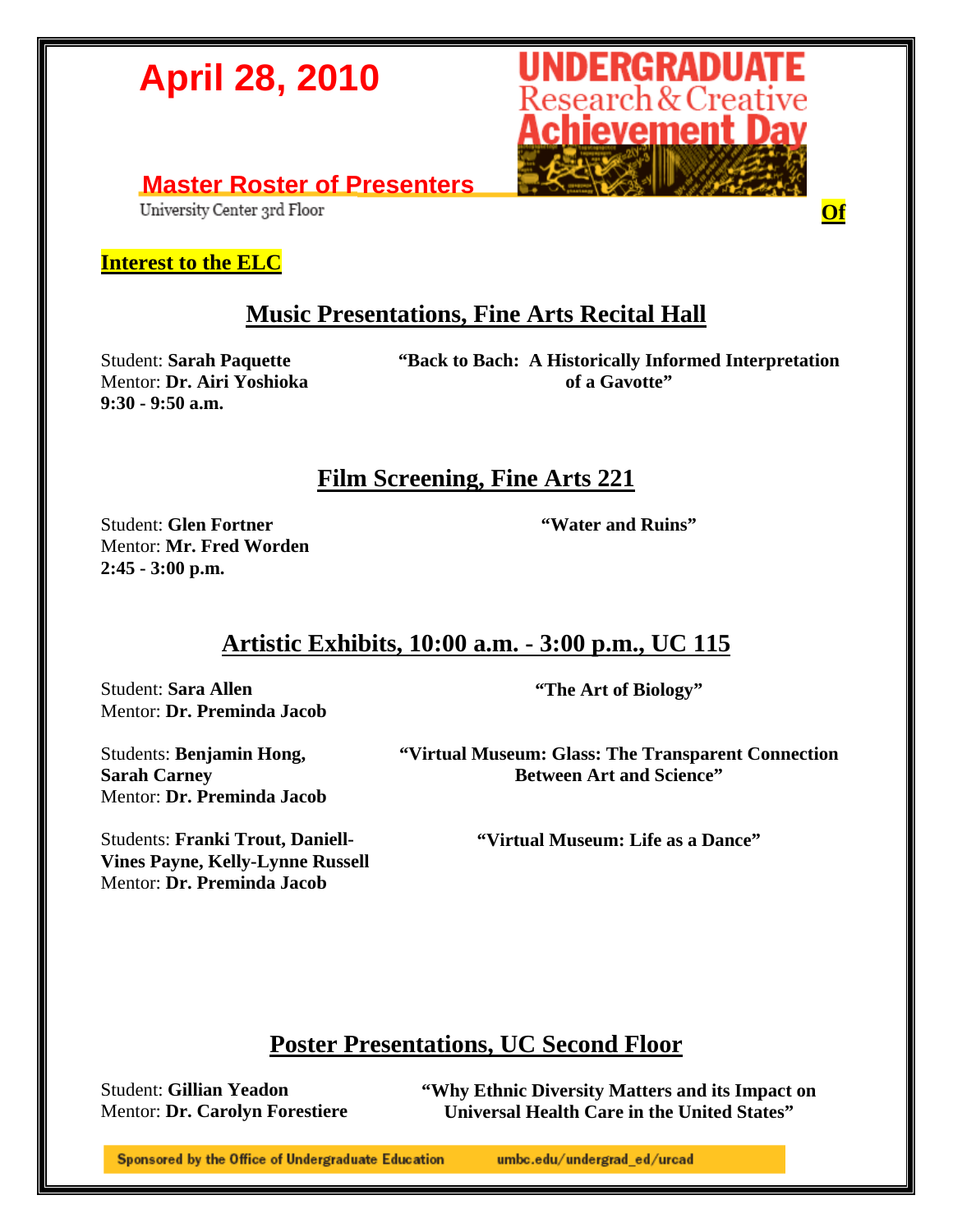# April 28, 2010

**UNDERGRADUATE Research & Creative Achievement Day**

## Master Roster of Presenters

University Center 3rd Floor

**Of Interest to the ELC**

## Music Presentations, Fine Arts Recital Hall

Student: **Sarah Paquette**
Mentor: **Dr. Airi Yoshioka**
**9:30 - 9:50 a.m.**

**"Back to Bach: A Historically Informed Interpretation of a Gavotte"**

## Film Screening, Fine Arts 221

Student: **Glen Fortner**
Mentor: **Mr. Fred Worden**
**2:45 - 3:00 p.m.**

**"Water and Ruins"**

## Artistic Exhibits, 10:00 a.m. - 3:00 p.m., UC 115

Student: **Sara Allen**
Mentor: **Dr. Preminda Jacob**

**"The Art of Biology"**

Students: **Benjamin Hong, Sarah Carney**
Mentor: **Dr. Preminda Jacob**

**"Virtual Museum: Glass: The Transparent Connection Between Art and Science"**

Students: **Franki Trout, Daniell-Vines Payne, Kelly-Lynne Russell**
Mentor: **Dr. Preminda Jacob**

**"Virtual Museum: Life as a Dance"**

## Poster Presentations, UC Second Floor

Student: **Gillian Yeadon**
Mentor: **Dr. Carolyn Forestiere**

**"Why Ethnic Diversity Matters and its Impact on Universal Health Care in the United States"**

Sponsored by the Office of Undergraduate Education umbc.edu/undergrad_ed/urcad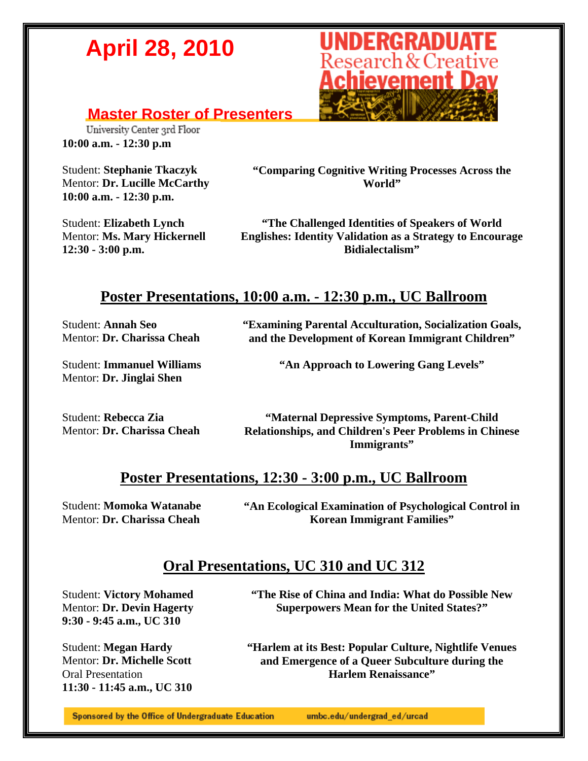# April 28, 2010

**UNDERGRADUATE Research & Creative Achievement Day**

## Master Roster of Presenters

University Center 3rd Floor
**10:00 a.m. - 12:30 p.m**

Student: **Stephanie Tkaczyk**
Mentor: **Dr. Lucille McCarthy**
**10:00 a.m. - 12:30 p.m.**

**"Comparing Cognitive Writing Processes Across the World"**

Student: **Elizabeth Lynch**
Mentor: **Ms. Mary Hickernell**
**12:30 - 3:00 p.m.**

**"The Challenged Identities of Speakers of World Englishes: Identity Validation as a Strategy to Encourage Bidialectalism"**

## Poster Presentations, 10:00 a.m. - 12:30 p.m., UC Ballroom

Student: **Annah Seo**
Mentor: **Dr. Charissa Cheah**

**"Examining Parental Acculturation, Socialization Goals, and the Development of Korean Immigrant Children"**

Student: **Immanuel Williams**
Mentor: **Dr. Jinglai Shen**

**"An Approach to Lowering Gang Levels"**

Student: **Rebecca Zia**
Mentor: **Dr. Charissa Cheah**

**"Maternal Depressive Symptoms, Parent-Child Relationships, and Children's Peer Problems in Chinese Immigrants"**

## Poster Presentations, 12:30 - 3:00 p.m., UC Ballroom

Student: **Momoka Watanabe**
Mentor: **Dr. Charissa Cheah**

**"An Ecological Examination of Psychological Control in Korean Immigrant Families"**

## Oral Presentations, UC 310 and UC 312

Student: **Victory Mohamed**
Mentor: **Dr. Devin Hagerty**
**9:30 - 9:45 a.m., UC 310**

**"The Rise of China and India: What do Possible New Superpowers Mean for the United States?"**

Student: **Megan Hardy**
Mentor: **Dr. Michelle Scott**
Oral Presentation
**11:30 - 11:45 a.m., UC 310**

**"Harlem at its Best: Popular Culture, Nightlife Venues and Emergence of a Queer Subculture during the Harlem Renaissance"**

Sponsored by the Office of Undergraduate Education umbc.edu/undergrad_ed/urcad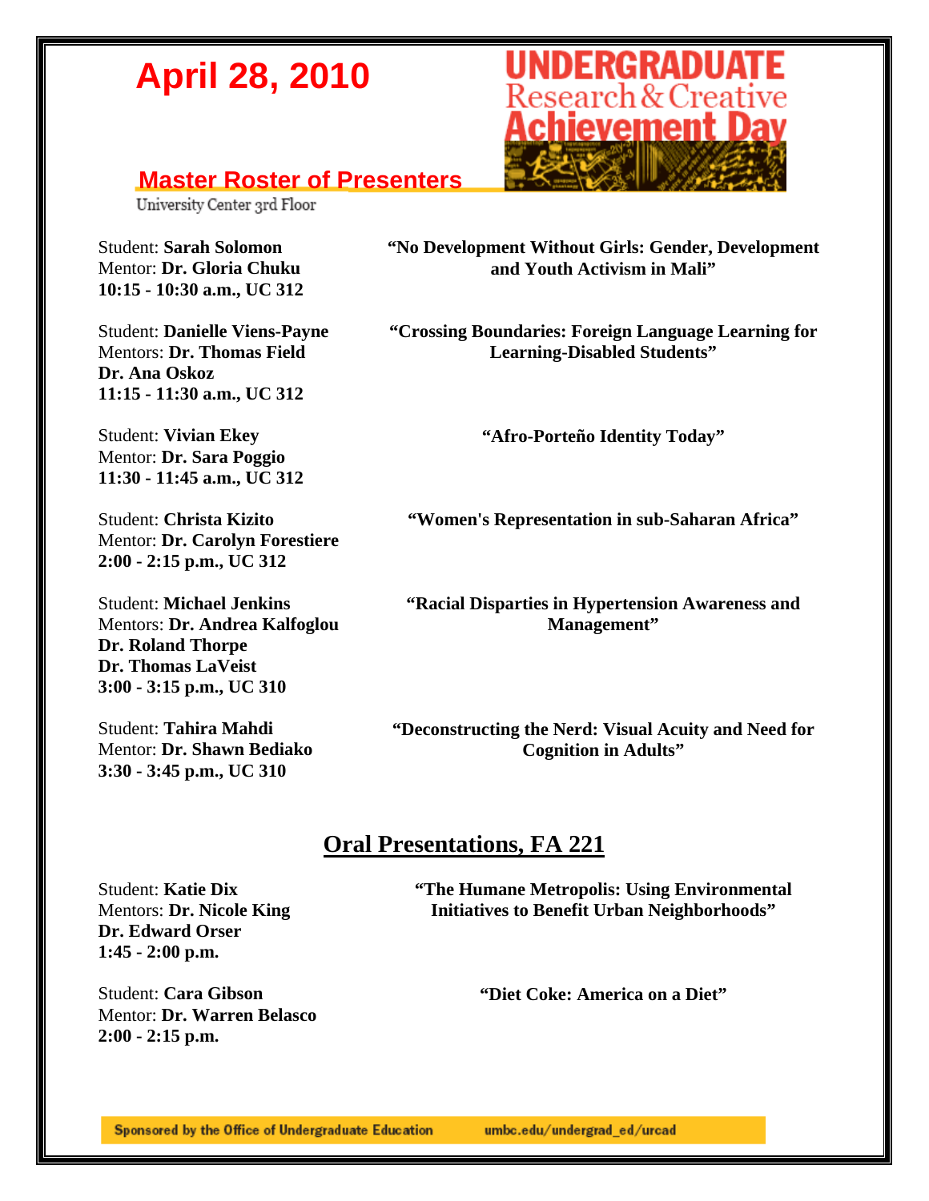# April 28, 2010

**UNDERGRADUATE Research & Creative Achievement Day**

## Master Roster of Presenters

University Center 3rd Floor

Student: **Sarah Solomon**
Mentor: **Dr. Gloria Chuku**
**10:15 - 10:30 a.m., UC 312**

**"No Development Without Girls: Gender, Development and Youth Activism in Mali"**

Student: **Danielle Viens-Payne**
Mentors: **Dr. Thomas Field**
**Dr. Ana Oskoz**
**11:15 - 11:30 a.m., UC 312**

**"Crossing Boundaries: Foreign Language Learning for Learning-Disabled Students"**

Student: **Vivian Ekey**
Mentor: **Dr. Sara Poggio**
**11:30 - 11:45 a.m., UC 312**

**"Afro-Porteño Identity Today"**

Student: **Christa Kizito**
Mentor: **Dr. Carolyn Forestiere**
**2:00 - 2:15 p.m., UC 312**

**"Women's Representation in sub-Saharan Africa"**

Student: **Michael Jenkins**
Mentors: **Dr. Andrea Kalfoglou**
**Dr. Roland Thorpe**
**Dr. Thomas LaVeist**
**3:00 - 3:15 p.m., UC 310**

**"Racial Disparties in Hypertension Awareness and Management"**

Student: **Tahira Mahdi**
Mentor: **Dr. Shawn Bediako**
**3:30 - 3:45 p.m., UC 310**

**"Deconstructing the Nerd: Visual Acuity and Need for Cognition in Adults"**

## Oral Presentations, FA 221

Student: **Katie Dix**
Mentors: **Dr. Nicole King**
**Dr. Edward Orser**
**1:45 - 2:00 p.m.**

**"The Humane Metropolis: Using Environmental Initiatives to Benefit Urban Neighborhoods"**

Student: **Cara Gibson**
Mentor: **Dr. Warren Belasco**
**2:00 - 2:15 p.m.**

**"Diet Coke: America on a Diet"**

Sponsored by the Office of Undergraduate Education umbc.edu/undergrad_ed/urcad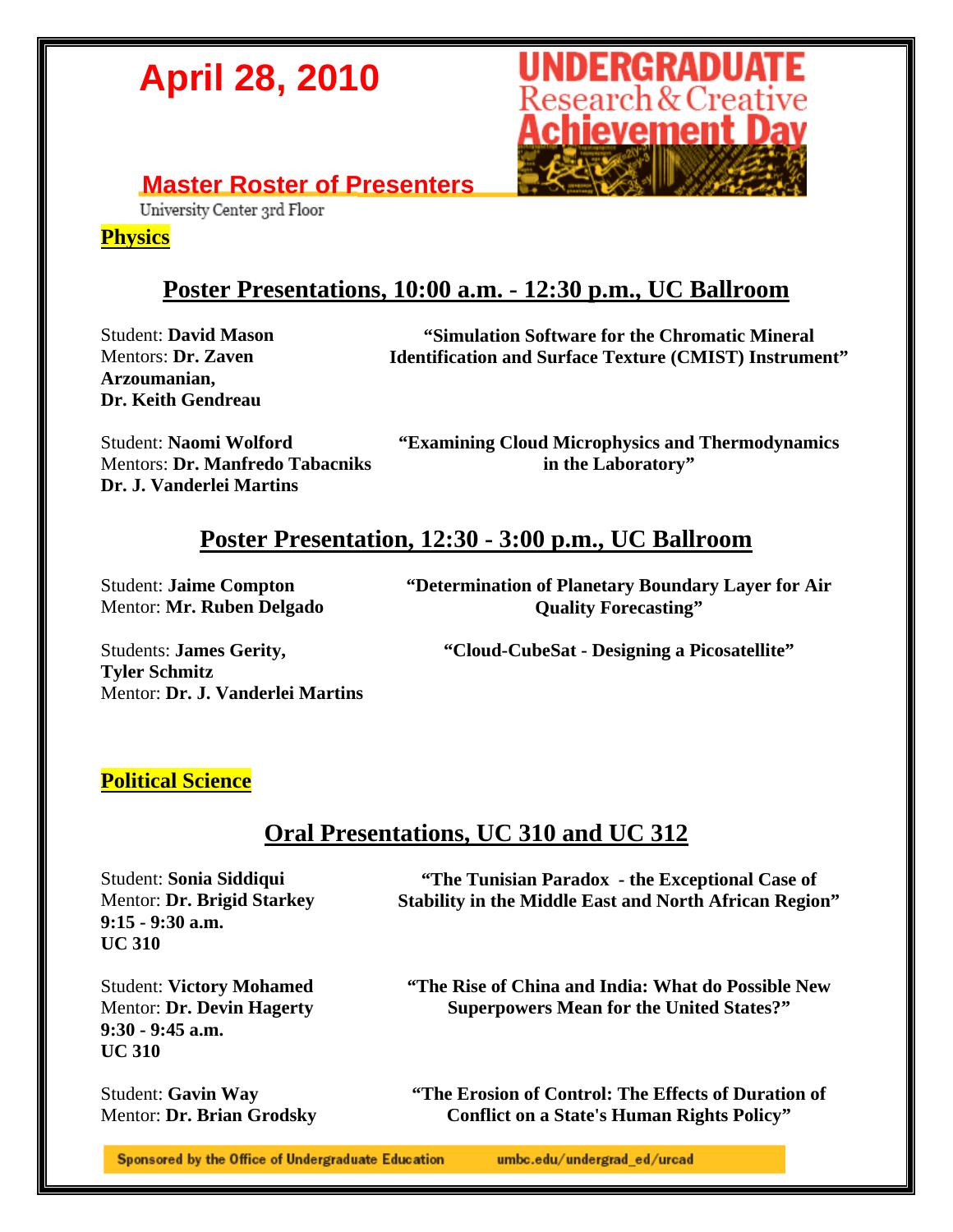# April 28, 2010

**UNDERGRADUATE Research & Creative Achievement Day**

## Master Roster of Presenters

University Center 3rd Floor

**Physics**

## Poster Presentations, 10:00 a.m. - 12:30 p.m., UC Ballroom

Student: **David Mason**
Mentors: **Dr. Zaven Arzoumanian, Dr. Keith Gendreau**
**"Simulation Software for the Chromatic Mineral Identification and Surface Texture (CMIST) Instrument"**

Student: **Naomi Wolford**
Mentors: **Dr. Manfredo Tabacniks Dr. J. Vanderlei Martins**
**"Examining Cloud Microphysics and Thermodynamics in the Laboratory"**

## Poster Presentation, 12:30 - 3:00 p.m., UC Ballroom

Student: **Jaime Compton**
Mentor: **Mr. Ruben Delgado**
**"Determination of Planetary Boundary Layer for Air Quality Forecasting"**

Students: **James Gerity, Tyler Schmitz**
Mentor: **Dr. J. Vanderlei Martins**
**"Cloud-CubeSat - Designing a Picosatellite"**

**Political Science**

## Oral Presentations, UC 310 and UC 312

Student: **Sonia Siddiqui**
Mentor: **Dr. Brigid Starkey**
**9:15 - 9:30 a.m.**
**UC 310**
**"The Tunisian Paradox - the Exceptional Case of Stability in the Middle East and North African Region"**

Student: **Victory Mohamed**
Mentor: **Dr. Devin Hagerty**
**9:30 - 9:45 a.m.**
**UC 310**
**"The Rise of China and India: What do Possible New Superpowers Mean for the United States?"**

Student: **Gavin Way**
Mentor: **Dr. Brian Grodsky**
**"The Erosion of Control: The Effects of Duration of Conflict on a State's Human Rights Policy"**

Sponsored by the Office of Undergraduate Education umbc.edu/undergrad_ed/urcad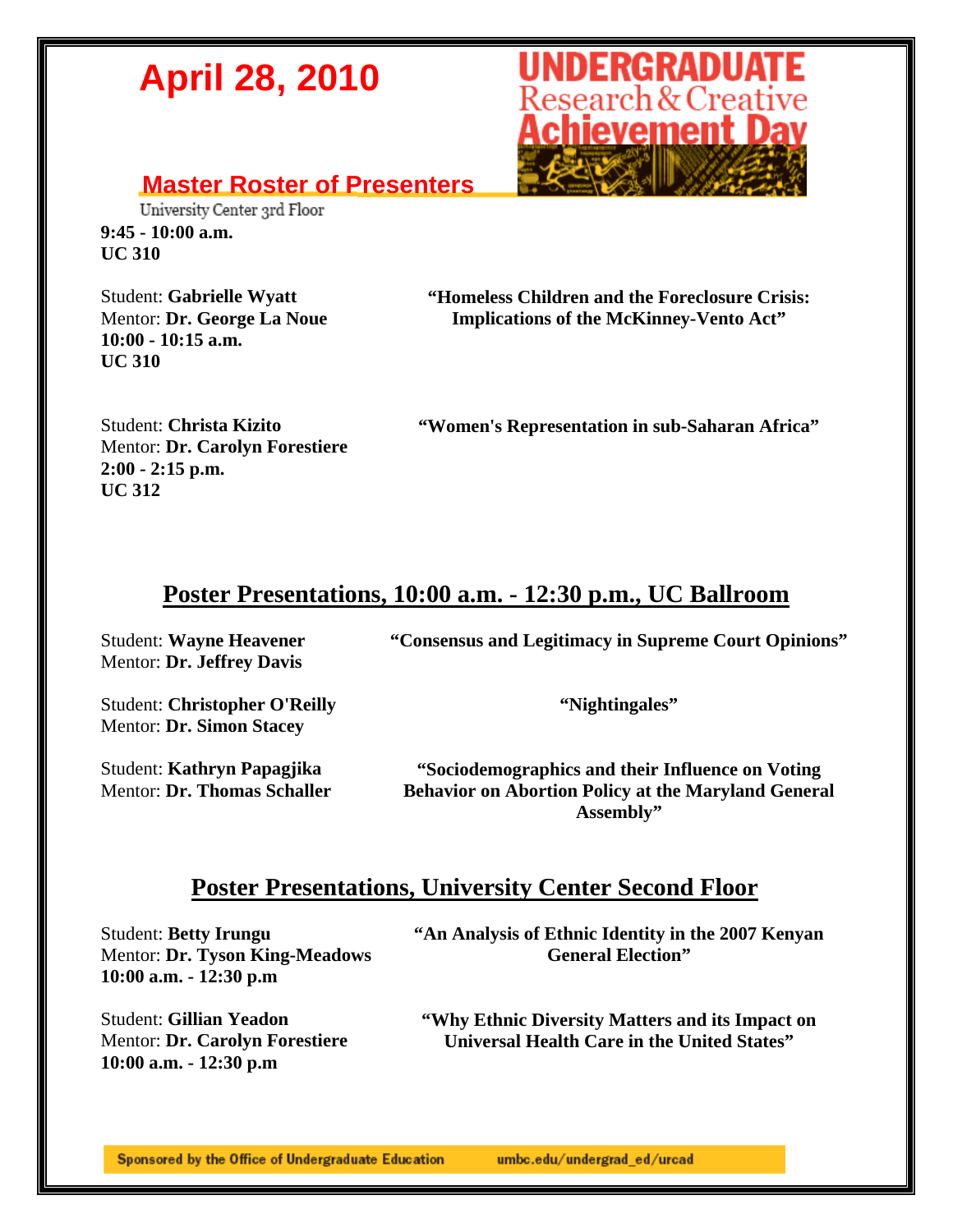# April 28, 2010

**UNDERGRADUATE Research & Creative Achievement Day**

## Master Roster of Presenters

University Center 3rd Floor

**9:45 - 10:00 a.m.**
**UC 310**

Student: **Gabrielle Wyatt**
Mentor: **Dr. George La Noue**
**"Homeless Children and the Foreclosure Crisis: Implications of the McKinney-Vento Act"**

**10:00 - 10:15 a.m.**
**UC 310**

Student: **Christa Kizito**
Mentor: **Dr. Carolyn Forestiere**
**"Women's Representation in sub-Saharan Africa"**

**2:00 - 2:15 p.m.**
**UC 312**

## Poster Presentations, 10:00 a.m. - 12:30 p.m., UC Ballroom

Student: **Wayne Heavener**
Mentor: **Dr. Jeffrey Davis**
**"Consensus and Legitimacy in Supreme Court Opinions"**

Student: **Christopher O'Reilly**
Mentor: **Dr. Simon Stacey**
**"Nightingales"**

Student: **Kathryn Papagjika**
Mentor: **Dr. Thomas Schaller**
**"Sociodemographics and their Influence on Voting Behavior on Abortion Policy at the Maryland General Assembly"**

## Poster Presentations, University Center Second Floor

Student: **Betty Irungu**
Mentor: **Dr. Tyson King-Meadows**
**10:00 a.m. - 12:30 p.m**
**"An Analysis of Ethnic Identity in the 2007 Kenyan General Election"**

Student: **Gillian Yeadon**
Mentor: **Dr. Carolyn Forestiere**
**10:00 a.m. - 12:30 p.m**
**"Why Ethnic Diversity Matters and its Impact on Universal Health Care in the United States"**

Sponsored by the Office of Undergraduate Education umbc.edu/undergrad_ed/urcad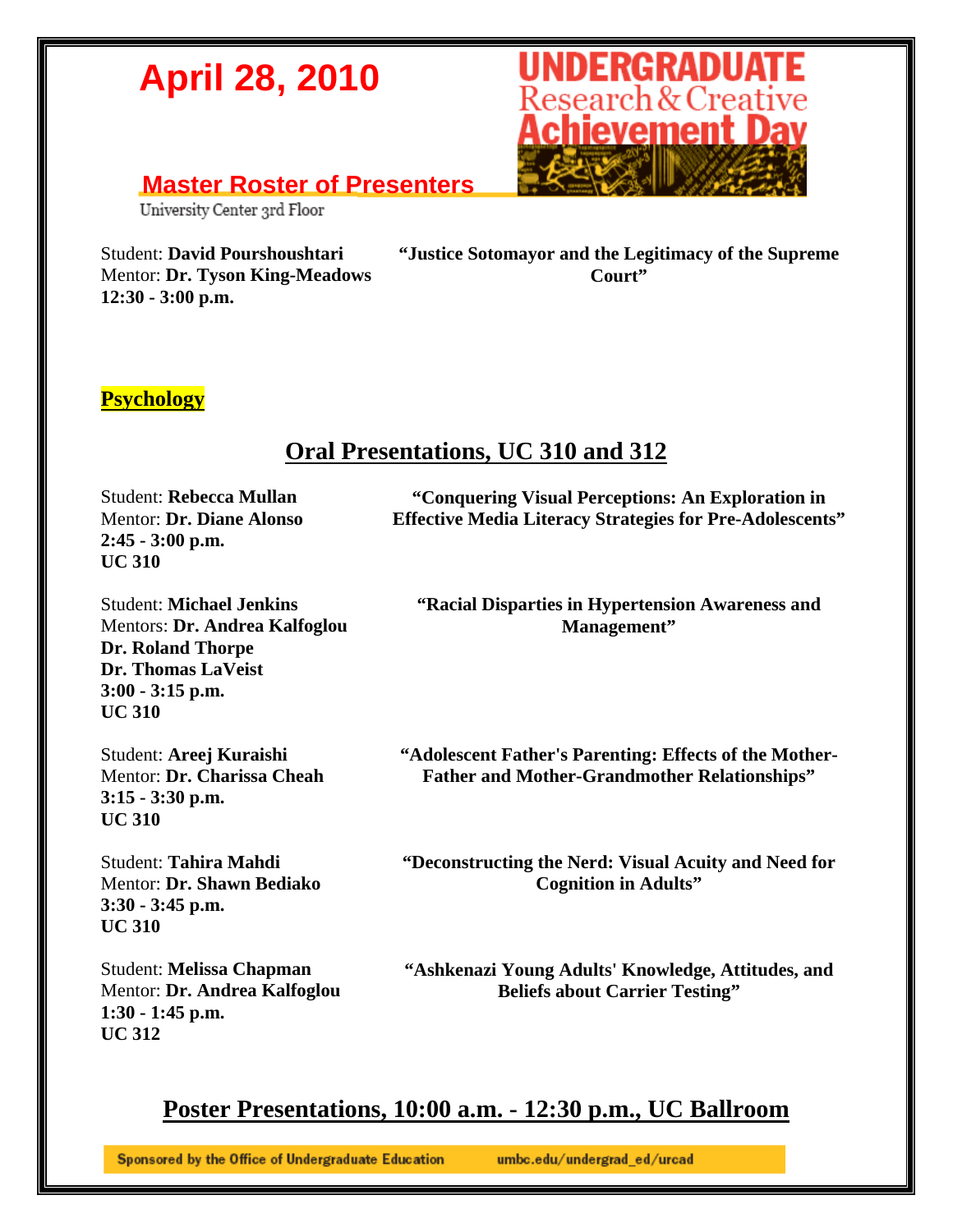# April 28, 2010

**UNDERGRADUATE Research & Creative Achievement Day**

## Master Roster of Presenters

University Center 3rd Floor

Student: **David Pourshoushtari**
Mentor: **Dr. Tyson King-Meadows**
**12:30 - 3:00 p.m.**

**"Justice Sotomayor and the Legitimacy of the Supreme Court"**

## Psychology

## Oral Presentations, UC 310 and 312

Student: **Rebecca Mullan**
Mentor: **Dr. Diane Alonso**
**2:45 - 3:00 p.m.**
**UC 310**

**"Conquering Visual Perceptions: An Exploration in Effective Media Literacy Strategies for Pre-Adolescents"**

Student: **Michael Jenkins**
Mentors: **Dr. Andrea Kalfoglou**
**Dr. Roland Thorpe**
**Dr. Thomas LaVeist**
**3:00 - 3:15 p.m.**
**UC 310**

**"Racial Disparties in Hypertension Awareness and Management"**

Student: **Areej Kuraishi**
Mentor: **Dr. Charissa Cheah**
**3:15 - 3:30 p.m.**
**UC 310**

**"Adolescent Father's Parenting: Effects of the Mother-Father and Mother-Grandmother Relationships"**

Student: **Tahira Mahdi**
Mentor: **Dr. Shawn Bediako**
**3:30 - 3:45 p.m.**
**UC 310**

**"Deconstructing the Nerd: Visual Acuity and Need for Cognition in Adults"**

Student: **Melissa Chapman**
Mentor: **Dr. Andrea Kalfoglou**
**1:30 - 1:45 p.m.**
**UC 312**

**"Ashkenazi Young Adults' Knowledge, Attitudes, and Beliefs about Carrier Testing"**

## Poster Presentations, 10:00 a.m. - 12:30 p.m., UC Ballroom

Sponsored by the Office of Undergraduate Education umbc.edu/undergrad_ed/urcad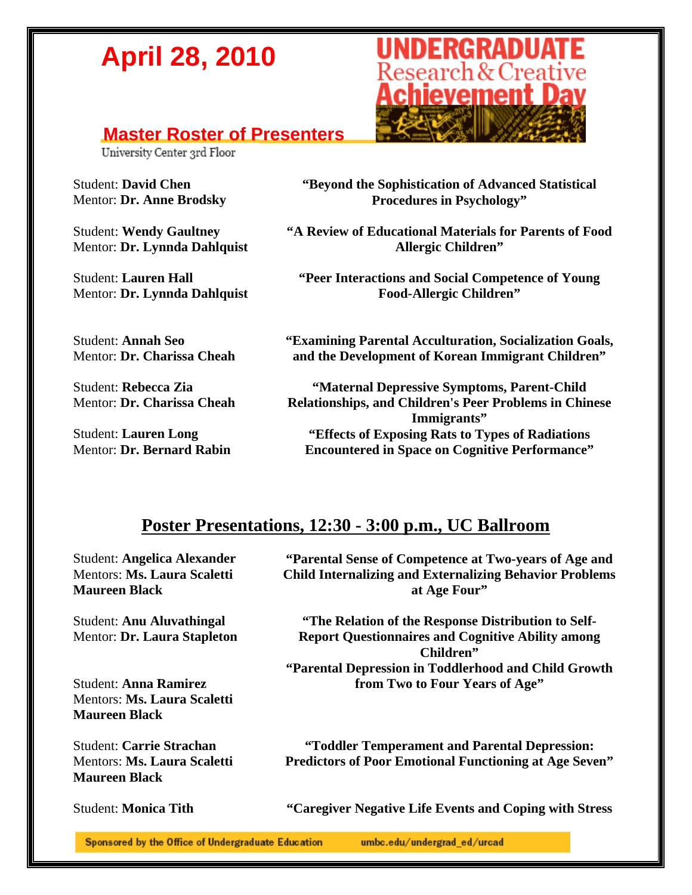**April 28, 2010**

**UNDERGRADUATE Research & Creative Achievement Day**

## Master Roster of Presenters

University Center 3rd Floor

Student: **David Chen**
Mentor: **Dr. Anne Brodsky**
**"Beyond the Sophistication of Advanced Statistical Procedures in Psychology"**

Student: **Wendy Gaultney**
Mentor: **Dr. Lynnda Dahlquist**
**"A Review of Educational Materials for Parents of Food Allergic Children"**

Student: **Lauren Hall**
Mentor: **Dr. Lynnda Dahlquist**
**"Peer Interactions and Social Competence of Young Food-Allergic Children"**

Student: **Annah Seo**
Mentor: **Dr. Charissa Cheah**
**"Examining Parental Acculturation, Socialization Goals, and the Development of Korean Immigrant Children"**

Student: **Rebecca Zia**
Mentor: **Dr. Charissa Cheah**
**"Maternal Depressive Symptoms, Parent-Child Relationships, and Children's Peer Problems in Chinese Immigrants"**

Student: **Lauren Long**
Mentor: **Dr. Bernard Rabin**
**"Effects of Exposing Rats to Types of Radiations Encountered in Space on Cognitive Performance"**

## Poster Presentations, 12:30 - 3:00 p.m., UC Ballroom

Student: **Angelica Alexander**
Mentors: **Ms. Laura Scaletti**
**Maureen Black**
**"Parental Sense of Competence at Two-years of Age and Child Internalizing and Externalizing Behavior Problems at Age Four"**

Student: **Anu Aluvathingal**
Mentor: **Dr. Laura Stapleton**
**"The Relation of the Response Distribution to Self-Report Questionnaires and Cognitive Ability among Children"**

Student: **Anna Ramirez**
Mentors: **Ms. Laura Scaletti**
**Maureen Black**
**"Parental Depression in Toddlerhood and Child Growth from Two to Four Years of Age"**

Student: **Carrie Strachan**
Mentors: **Ms. Laura Scaletti**
**Maureen Black**
**"Toddler Temperament and Parental Depression: Predictors of Poor Emotional Functioning at Age Seven"**

Student: **Monica Tith**
**"Caregiver Negative Life Events and Coping with Stress**

Sponsored by the Office of Undergraduate Education umbc.edu/undergrad_ed/urcad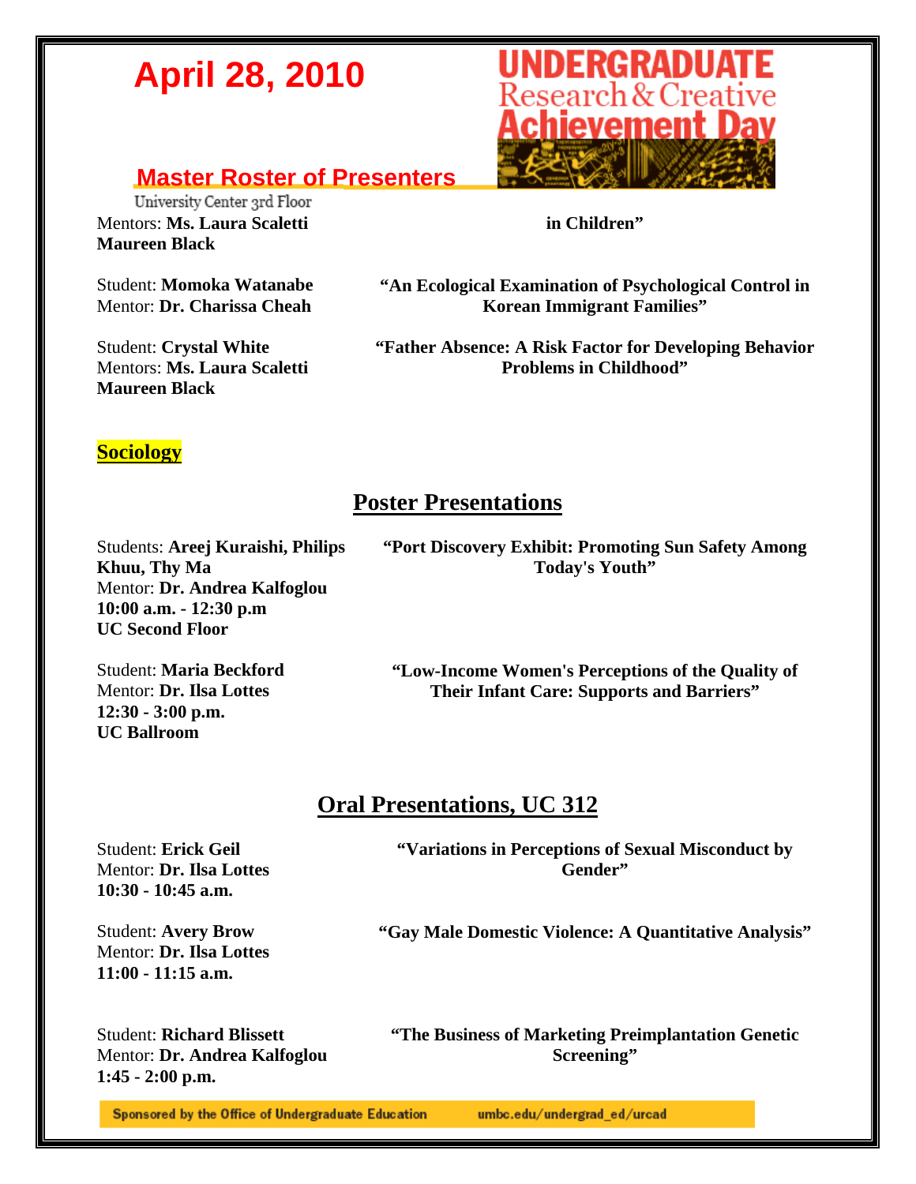# April 28, 2010

## Master Roster of Presenters

University Center 3rd Floor

Mentors: **Ms. Laura Scaletti Maureen Black** — **in Children"**

Student: **Momoka Watanabe**
Mentor: **Dr. Charissa Cheah**
**"An Ecological Examination of Psychological Control in Korean Immigrant Families"**

Student: **Crystal White**
Mentors: **Ms. Laura Scaletti Maureen Black**
**"Father Absence: A Risk Factor for Developing Behavior Problems in Childhood"**

**Sociology**

## Poster Presentations

Students: **Areej Kuraishi, Philips Khuu, Thy Ma**
Mentor: **Dr. Andrea Kalfoglou**
**10:00 a.m. - 12:30 p.m**
**UC Second Floor**
**"Port Discovery Exhibit: Promoting Sun Safety Among Today's Youth"**

Student: **Maria Beckford**
Mentor: **Dr. Ilsa Lottes**
**12:30 - 3:00 p.m.**
**UC Ballroom**
**"Low-Income Women's Perceptions of the Quality of Their Infant Care: Supports and Barriers"**

## Oral Presentations, UC 312

Student: **Erick Geil**
Mentor: **Dr. Ilsa Lottes**
**10:30 - 10:45 a.m.**
**"Variations in Perceptions of Sexual Misconduct by Gender"**

Student: **Avery Brow**
Mentor: **Dr. Ilsa Lottes**
**11:00 - 11:15 a.m.**
**"Gay Male Domestic Violence: A Quantitative Analysis"**

Student: **Richard Blissett**
Mentor: **Dr. Andrea Kalfoglou**
**1:45 - 2:00 p.m.**
**"The Business of Marketing Preimplantation Genetic Screening"**

Sponsored by the Office of Undergraduate Education umbc.edu/undergrad_ed/urcad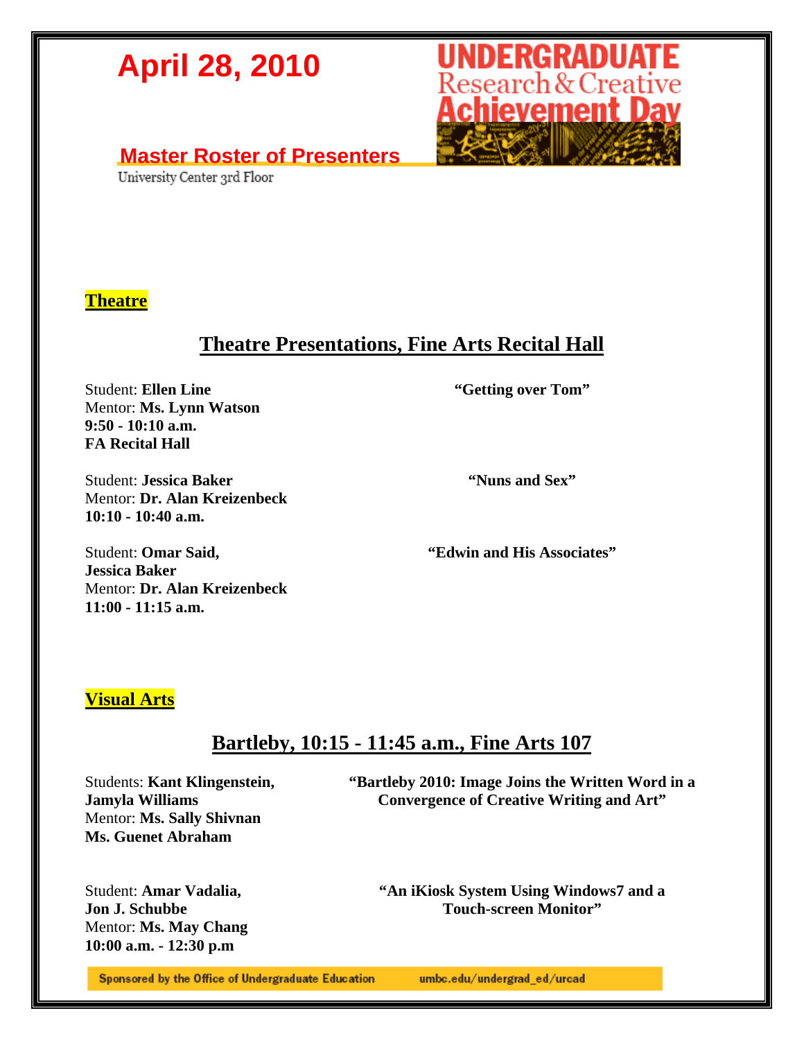# April 28, 2010

UNDERGRADUATE Research & Creative Achievement Day

## Master Roster of Presenters

University Center 3rd Floor

**Theatre**

## Theatre Presentations, Fine Arts Recital Hall

Student: **Ellen Line**
Mentor: **Ms. Lynn Watson**
**9:50 - 10:10 a.m.**
**FA Recital Hall**

**"Getting over Tom"**

Student: **Jessica Baker**
Mentor: **Dr. Alan Kreizenbeck**
**10:10 - 10:40 a.m.**

**"Nuns and Sex"**

Student: **Omar Said,**
**Jessica Baker**
Mentor: **Dr. Alan Kreizenbeck**
**11:00 - 11:15 a.m.**

**"Edwin and His Associates"**

**Visual Arts**

## Bartleby, 10:15 - 11:45 a.m., Fine Arts 107

Students: **Kant Klingenstein,**
**Jamyla Williams**
Mentor: **Ms. Sally Shivnan**
**Ms. Guenet Abraham**

**"Bartleby 2010: Image Joins the Written Word in a Convergence of Creative Writing and Art"**

Student: **Amar Vadalia,**
**Jon J. Schubbe**
Mentor: **Ms. May Chang**
**10:00 a.m. - 12:30 p.m**

**"An iKiosk System Using Windows7 and a Touch-screen Monitor"**

Sponsored by the Office of Undergraduate Education umbc.edu/undergrad_ed/urcad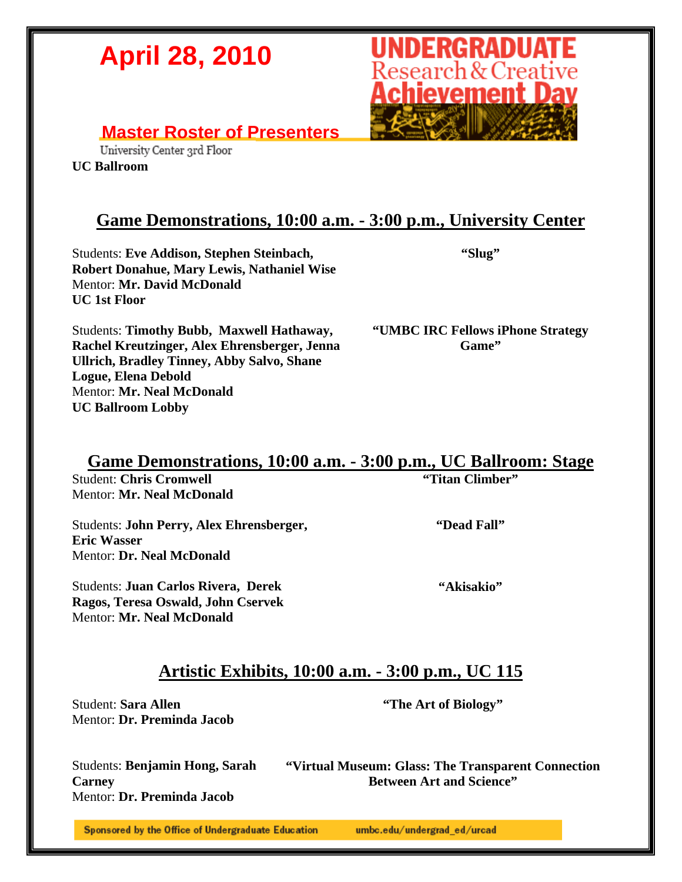# April 28, 2010

**UNDERGRADUATE Research & Creative Achievement Day**

## Master Roster of Presenters

University Center 3rd Floor

**UC Ballroom**

## Game Demonstrations, 10:00 a.m. - 3:00 p.m., University Center

Students: **Eve Addison, Stephen Steinbach, Robert Donahue, Mary Lewis, Nathaniel Wise**
Mentor: **Mr. David McDonald**
**UC 1st Floor**
**"Slug"**

Students: **Timothy Bubb, Maxwell Hathaway, Rachel Kreutzinger, Alex Ehrensberger, Jenna Ullrich, Bradley Tinney, Abby Salvo, Shane Logue, Elena Debold**
Mentor: **Mr. Neal McDonald**
**UC Ballroom Lobby**
**"UMBC IRC Fellows iPhone Strategy Game"**

## Game Demonstrations, 10:00 a.m. - 3:00 p.m., UC Ballroom: Stage

Student: **Chris Cromwell**
Mentor: **Mr. Neal McDonald**
**"Titan Climber"**

Students: **John Perry, Alex Ehrensberger, Eric Wasser**
Mentor: **Dr. Neal McDonald**
**"Dead Fall"**

Students: **Juan Carlos Rivera, Derek Ragos, Teresa Oswald, John Cservek**
Mentor: **Mr. Neal McDonald**
**"Akisakio"**

## Artistic Exhibits, 10:00 a.m. - 3:00 p.m., UC 115

Student: **Sara Allen**
Mentor: **Dr. Preminda Jacob**
**"The Art of Biology"**

Students: **Benjamin Hong, Sarah Carney**
Mentor: **Dr. Preminda Jacob**
**"Virtual Museum: Glass: The Transparent Connection Between Art and Science"**

Sponsored by the Office of Undergraduate Education umbc.edu/undergrad_ed/urcad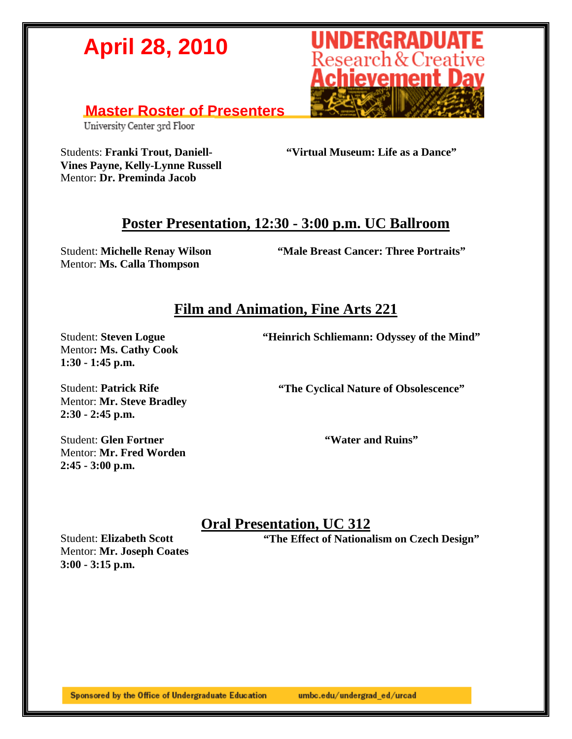# April 28, 2010

UNDERGRADUATE Research & Creative Achievement Day

## Master Roster of Presenters

University Center 3rd Floor

Students: **Franki Trout, Daniell-Vines Payne, Kelly-Lynne Russell**
Mentor: **Dr. Preminda Jacob**

**"Virtual Museum: Life as a Dance"**

## Poster Presentation, 12:30 - 3:00 p.m. UC Ballroom

Student: **Michelle Renay Wilson**
Mentor: **Ms. Calla Thompson**

**"Male Breast Cancer: Three Portraits"**

## Film and Animation, Fine Arts 221

Student: **Steven Logue**
Mentor**: Ms. Cathy Cook**
**1:30 - 1:45 p.m.**

**"Heinrich Schliemann: Odyssey of the Mind"**

Student: **Patrick Rife**
Mentor: **Mr. Steve Bradley**
**2:30 - 2:45 p.m.**

**"The Cyclical Nature of Obsolescence"**

Student: **Glen Fortner**
Mentor: **Mr. Fred Worden**
**2:45 - 3:00 p.m.**

**"Water and Ruins"**

## Oral Presentation, UC 312

Student: **Elizabeth Scott**
Mentor: **Mr. Joseph Coates**
**3:00 - 3:15 p.m.**

**"The Effect of Nationalism on Czech Design"**

Sponsored by the Office of Undergraduate Education    umbc.edu/undergrad_ed/urcad